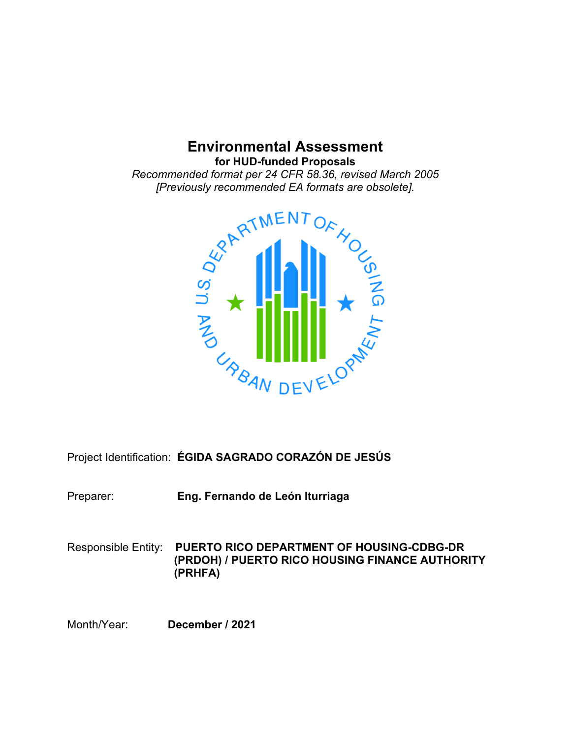# Environmental Assessment

**for HUD-funded Proposals**

*Recommended format per 24 CFR 58.36, revised March 2005*
*[Previously recommended EA formats are obsolete].*

Project Identification: **ÉGIDA SAGRADO CORAZÓN DE JESÚS**

Preparer: **Eng. Fernando de León Iturriaga**

Responsible Entity: **PUERTO RICO DEPARTMENT OF HOUSING-CDBG-DR (PRDOH) / PUERTO RICO HOUSING FINANCE AUTHORITY (PRHFA)**

Month/Year: **December / 2021**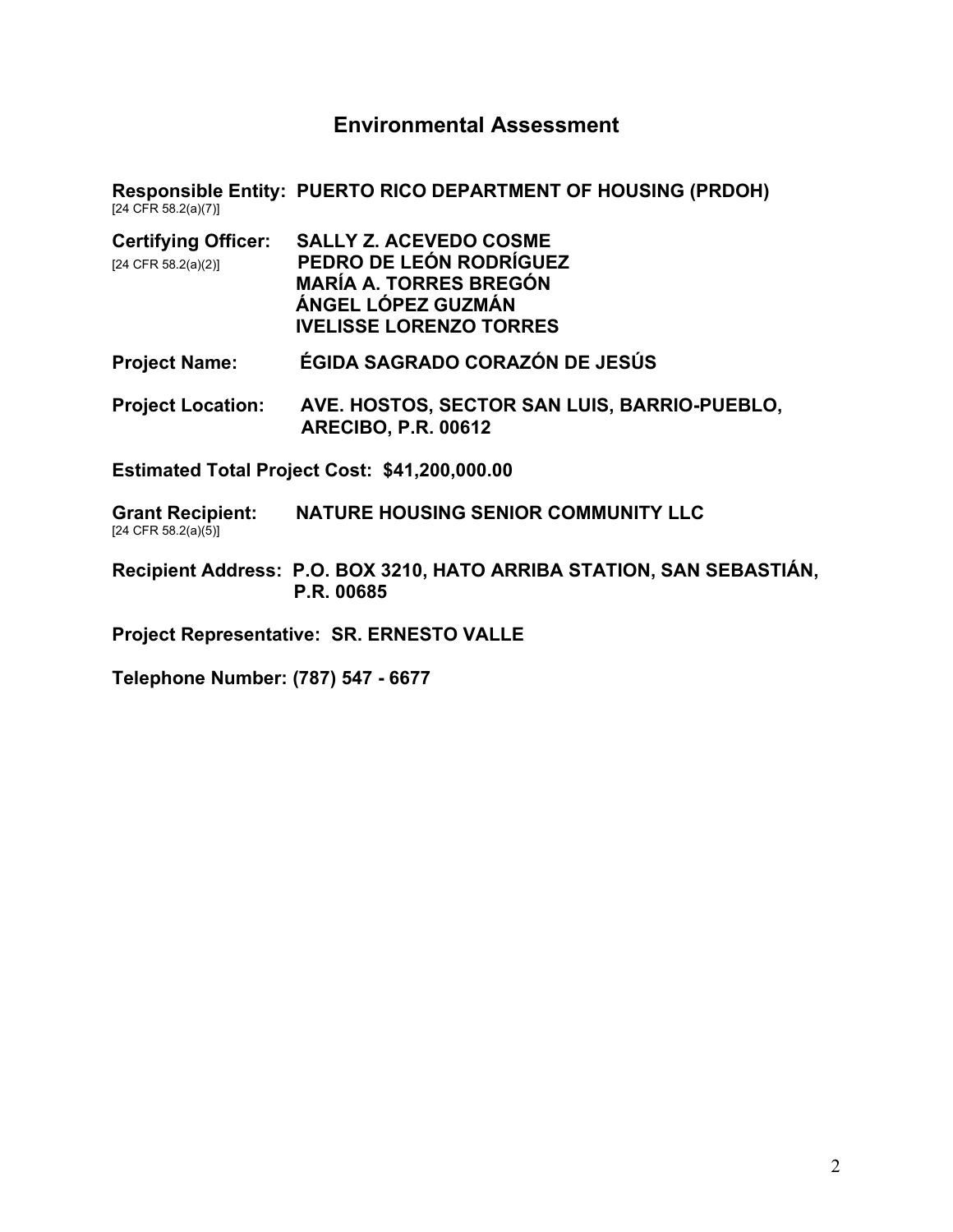# Environmental Assessment

**Responsible Entity: PUERTO RICO DEPARTMENT OF HOUSING (PRDOH)**
[24 CFR 58.2(a)(7)]

**Certifying Officer: SALLY Z. ACEVEDO COSME**
[24 CFR 58.2(a)(2)]
**PEDRO DE LEÓN RODRÍGUEZ**
**MARÍA A. TORRES BREGÓN**
**ÁNGEL LÓPEZ GUZMÁN**
**IVELISSE LORENZO TORRES**

**Project Name: ÉGIDA SAGRADO CORAZÓN DE JESÚS**

**Project Location: AVE. HOSTOS, SECTOR SAN LUIS, BARRIO-PUEBLO, ARECIBO, P.R. 00612**

**Estimated Total Project Cost: $41,200,000.00**

**Grant Recipient: NATURE HOUSING SENIOR COMMUNITY LLC**
[24 CFR 58.2(a)(5)]

**Recipient Address: P.O. BOX 3210, HATO ARRIBA STATION, SAN SEBASTIÁN, P.R. 00685**

**Project Representative: SR. ERNESTO VALLE**

**Telephone Number: (787) 547 - 6677**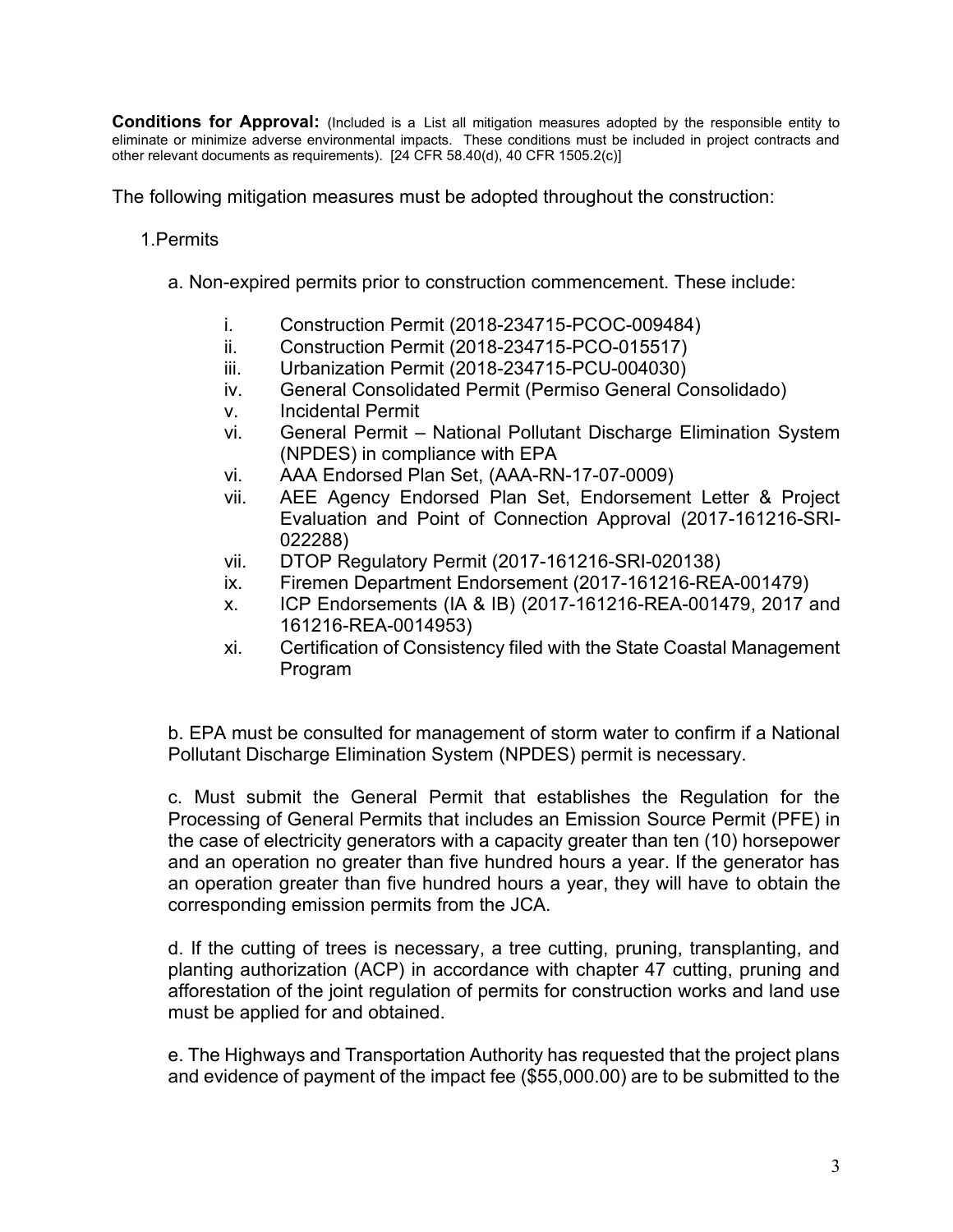**Conditions for Approval:** (Included is a List all mitigation measures adopted by the responsible entity to eliminate or minimize adverse environmental impacts. These conditions must be included in project contracts and other relevant documents as requirements). [24 CFR 58.40(d), 40 CFR 1505.2(c)]

The following mitigation measures must be adopted throughout the construction:

1.Permits

a. Non-expired permits prior to construction commencement. These include:

- i. Construction Permit (2018-234715-PCOC-009484)
- ii. Construction Permit (2018-234715-PCO-015517)
- iii. Urbanization Permit (2018-234715-PCU-004030)
- iv. General Consolidated Permit (Permiso General Consolidado)
- v. Incidental Permit
- vi. General Permit – National Pollutant Discharge Elimination System (NPDES) in compliance with EPA
- vi. AAA Endorsed Plan Set, (AAA-RN-17-07-0009)
- vii. AEE Agency Endorsed Plan Set, Endorsement Letter & Project Evaluation and Point of Connection Approval (2017-161216-SRI-022288)
- vii. DTOP Regulatory Permit (2017-161216-SRI-020138)
- ix. Firemen Department Endorsement (2017-161216-REA-001479)
- x. ICP Endorsements (IA & IB) (2017-161216-REA-001479, 2017 and 161216-REA-0014953)
- xi. Certification of Consistency filed with the State Coastal Management Program

b. EPA must be consulted for management of storm water to confirm if a National Pollutant Discharge Elimination System (NPDES) permit is necessary.

c. Must submit the General Permit that establishes the Regulation for the Processing of General Permits that includes an Emission Source Permit (PFE) in the case of electricity generators with a capacity greater than ten (10) horsepower and an operation no greater than five hundred hours a year. If the generator has an operation greater than five hundred hours a year, they will have to obtain the corresponding emission permits from the JCA.

d. If the cutting of trees is necessary, a tree cutting, pruning, transplanting, and planting authorization (ACP) in accordance with chapter 47 cutting, pruning and afforestation of the joint regulation of permits for construction works and land use must be applied for and obtained.

e. The Highways and Transportation Authority has requested that the project plans and evidence of payment of the impact fee ($55,000.00) are to be submitted to the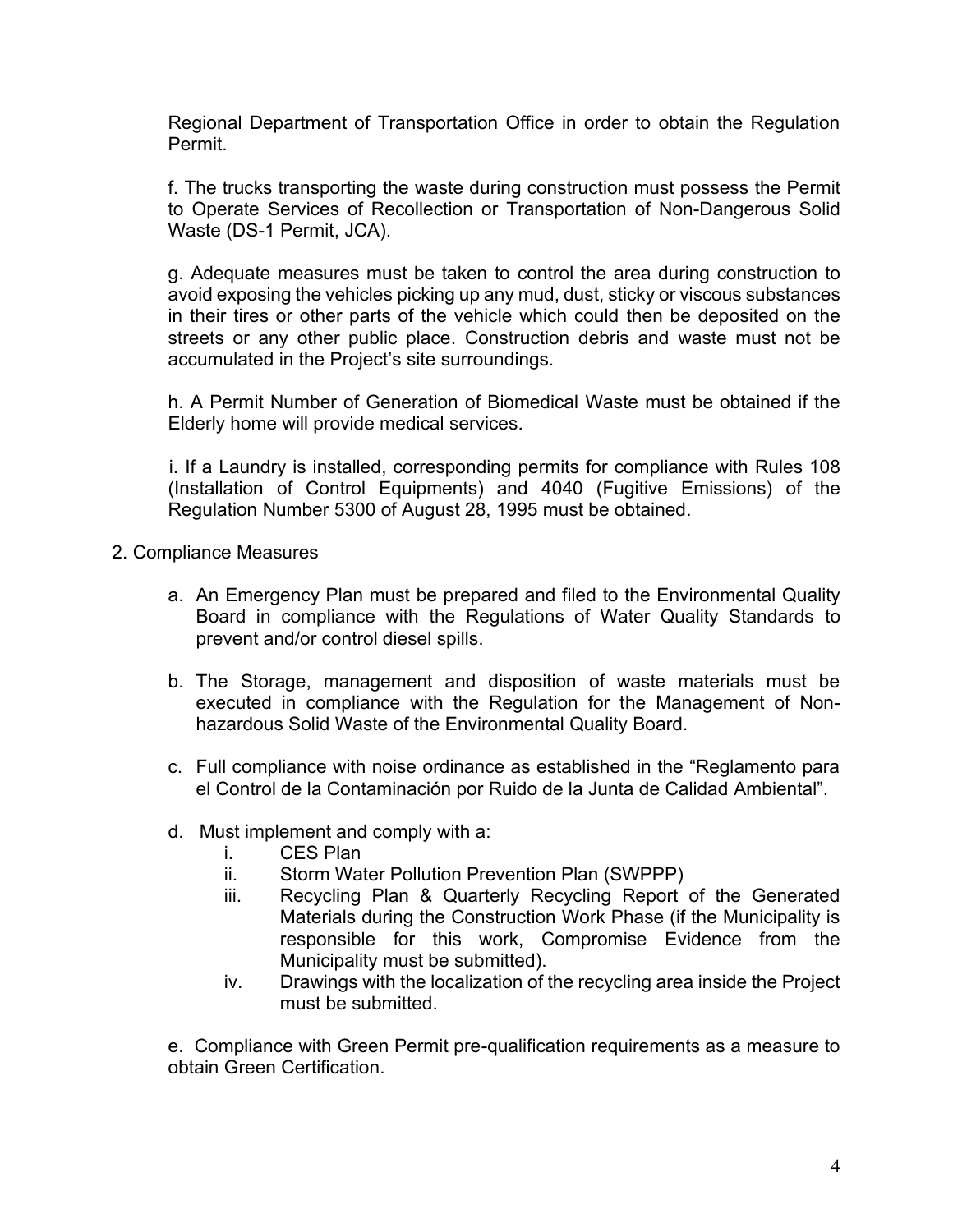Regional Department of Transportation Office in order to obtain the Regulation Permit.

f. The trucks transporting the waste during construction must possess the Permit to Operate Services of Recollection or Transportation of Non-Dangerous Solid Waste (DS-1 Permit, JCA).

g. Adequate measures must be taken to control the area during construction to avoid exposing the vehicles picking up any mud, dust, sticky or viscous substances in their tires or other parts of the vehicle which could then be deposited on the streets or any other public place. Construction debris and waste must not be accumulated in the Project's site surroundings.

h. A Permit Number of Generation of Biomedical Waste must be obtained if the Elderly home will provide medical services.

i. If a Laundry is installed, corresponding permits for compliance with Rules 108 (Installation of Control Equipments) and 4040 (Fugitive Emissions) of the Regulation Number 5300 of August 28, 1995 must be obtained.

2. Compliance Measures

   a. An Emergency Plan must be prepared and filed to the Environmental Quality Board in compliance with the Regulations of Water Quality Standards to prevent and/or control diesel spills.

   b. The Storage, management and disposition of waste materials must be executed in compliance with the Regulation for the Management of Non-hazardous Solid Waste of the Environmental Quality Board.

   c. Full compliance with noise ordinance as established in the "Reglamento para el Control de la Contaminación por Ruido de la Junta de Calidad Ambiental".

   d. Must implement and comply with a:
      i. CES Plan
      ii. Storm Water Pollution Prevention Plan (SWPPP)
      iii. Recycling Plan & Quarterly Recycling Report of the Generated Materials during the Construction Work Phase (if the Municipality is responsible for this work, Compromise Evidence from the Municipality must be submitted).
      iv. Drawings with the localization of the recycling area inside the Project must be submitted.

   e. Compliance with Green Permit pre-qualification requirements as a measure to obtain Green Certification.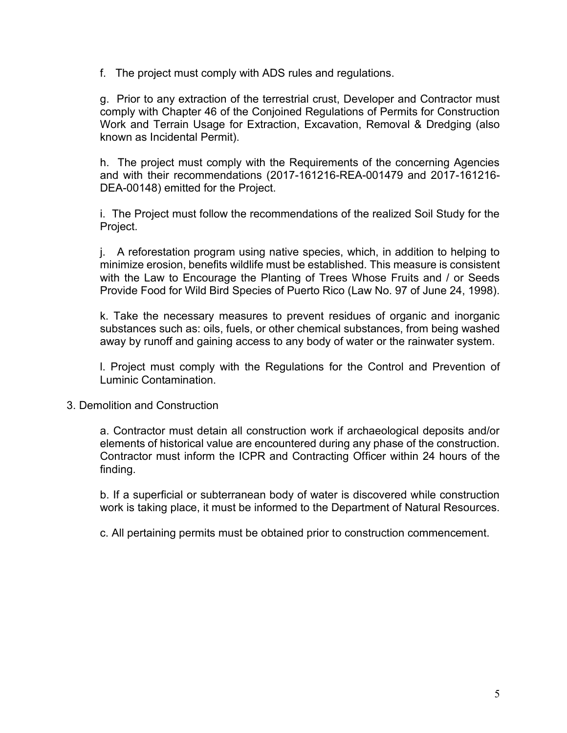f. The project must comply with ADS rules and regulations.

g. Prior to any extraction of the terrestrial crust, Developer and Contractor must comply with Chapter 46 of the Conjoined Regulations of Permits for Construction Work and Terrain Usage for Extraction, Excavation, Removal & Dredging (also known as Incidental Permit).

h. The project must comply with the Requirements of the concerning Agencies and with their recommendations (2017-161216-REA-001479 and 2017-161216-DEA-00148) emitted for the Project.

i. The Project must follow the recommendations of the realized Soil Study for the Project.

j. A reforestation program using native species, which, in addition to helping to minimize erosion, benefits wildlife must be established. This measure is consistent with the Law to Encourage the Planting of Trees Whose Fruits and / or Seeds Provide Food for Wild Bird Species of Puerto Rico (Law No. 97 of June 24, 1998).

k. Take the necessary measures to prevent residues of organic and inorganic substances such as: oils, fuels, or other chemical substances, from being washed away by runoff and gaining access to any body of water or the rainwater system.

l. Project must comply with the Regulations for the Control and Prevention of Luminic Contamination.

3. Demolition and Construction

a. Contractor must detain all construction work if archaeological deposits and/or elements of historical value are encountered during any phase of the construction. Contractor must inform the ICPR and Contracting Officer within 24 hours of the finding.

b. If a superficial or subterranean body of water is discovered while construction work is taking place, it must be informed to the Department of Natural Resources.

c. All pertaining permits must be obtained prior to construction commencement.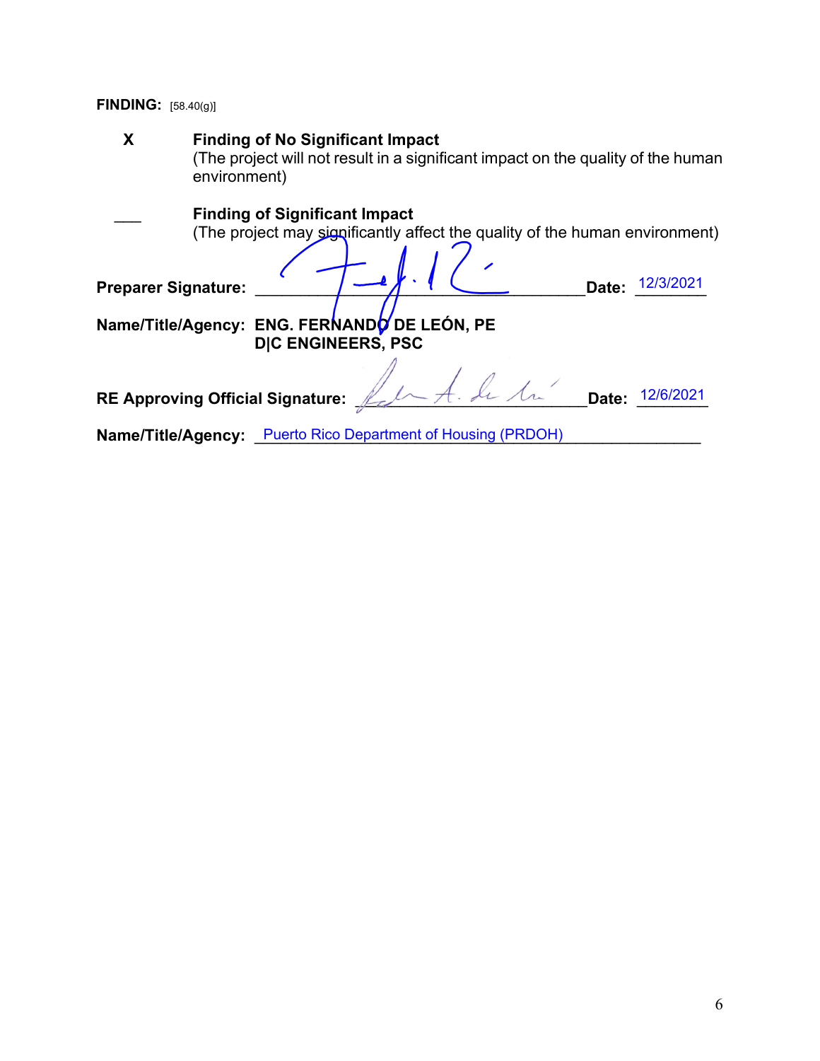**FINDING:** [58.40(g)]

**X** **Finding of No Significant Impact**
(The project will not result in a significant impact on the quality of the human environment)

___ **Finding of Significant Impact**
(The project may significantly affect the quality of the human environment)

**Preparer Signature:** ______________________________ **Date:** 12/3/2021

**Name/Title/Agency:** **ENG. FERNANDO DE LEÓN, PE**
**D|C ENGINEERS, PSC**

**RE Approving Official Signature:** ______________________________ **Date:** 12/6/2021

**Name/Title/Agency:** Puerto Rico Department of Housing (PRDOH)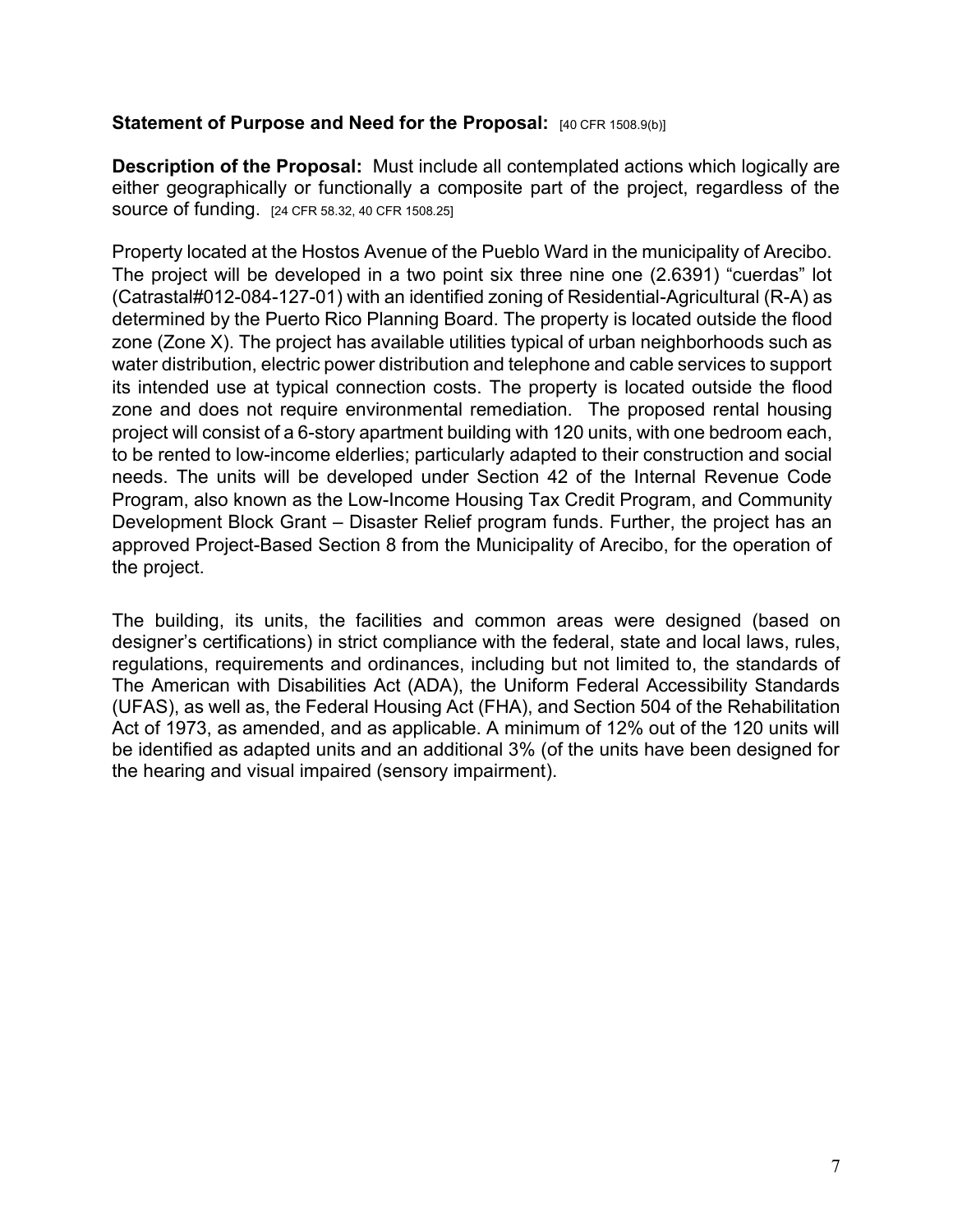**Statement of Purpose and Need for the Proposal:** [40 CFR 1508.9(b)]

**Description of the Proposal:** Must include all contemplated actions which logically are either geographically or functionally a composite part of the project, regardless of the source of funding. [24 CFR 58.32, 40 CFR 1508.25]

Property located at the Hostos Avenue of the Pueblo Ward in the municipality of Arecibo. The project will be developed in a two point six three nine one (2.6391) "cuerdas" lot (Catrastal#012-084-127-01) with an identified zoning of Residential-Agricultural (R-A) as determined by the Puerto Rico Planning Board. The property is located outside the flood zone (Zone X). The project has available utilities typical of urban neighborhoods such as water distribution, electric power distribution and telephone and cable services to support its intended use at typical connection costs. The property is located outside the flood zone and does not require environmental remediation. The proposed rental housing project will consist of a 6-story apartment building with 120 units, with one bedroom each, to be rented to low-income elderlies; particularly adapted to their construction and social needs. The units will be developed under Section 42 of the Internal Revenue Code Program, also known as the Low-Income Housing Tax Credit Program, and Community Development Block Grant – Disaster Relief program funds. Further, the project has an approved Project-Based Section 8 from the Municipality of Arecibo, for the operation of the project.

The building, its units, the facilities and common areas were designed (based on designer's certifications) in strict compliance with the federal, state and local laws, rules, regulations, requirements and ordinances, including but not limited to, the standards of The American with Disabilities Act (ADA), the Uniform Federal Accessibility Standards (UFAS), as well as, the Federal Housing Act (FHA), and Section 504 of the Rehabilitation Act of 1973, as amended, and as applicable. A minimum of 12% out of the 120 units will be identified as adapted units and an additional 3% (of the units have been designed for the hearing and visual impaired (sensory impairment).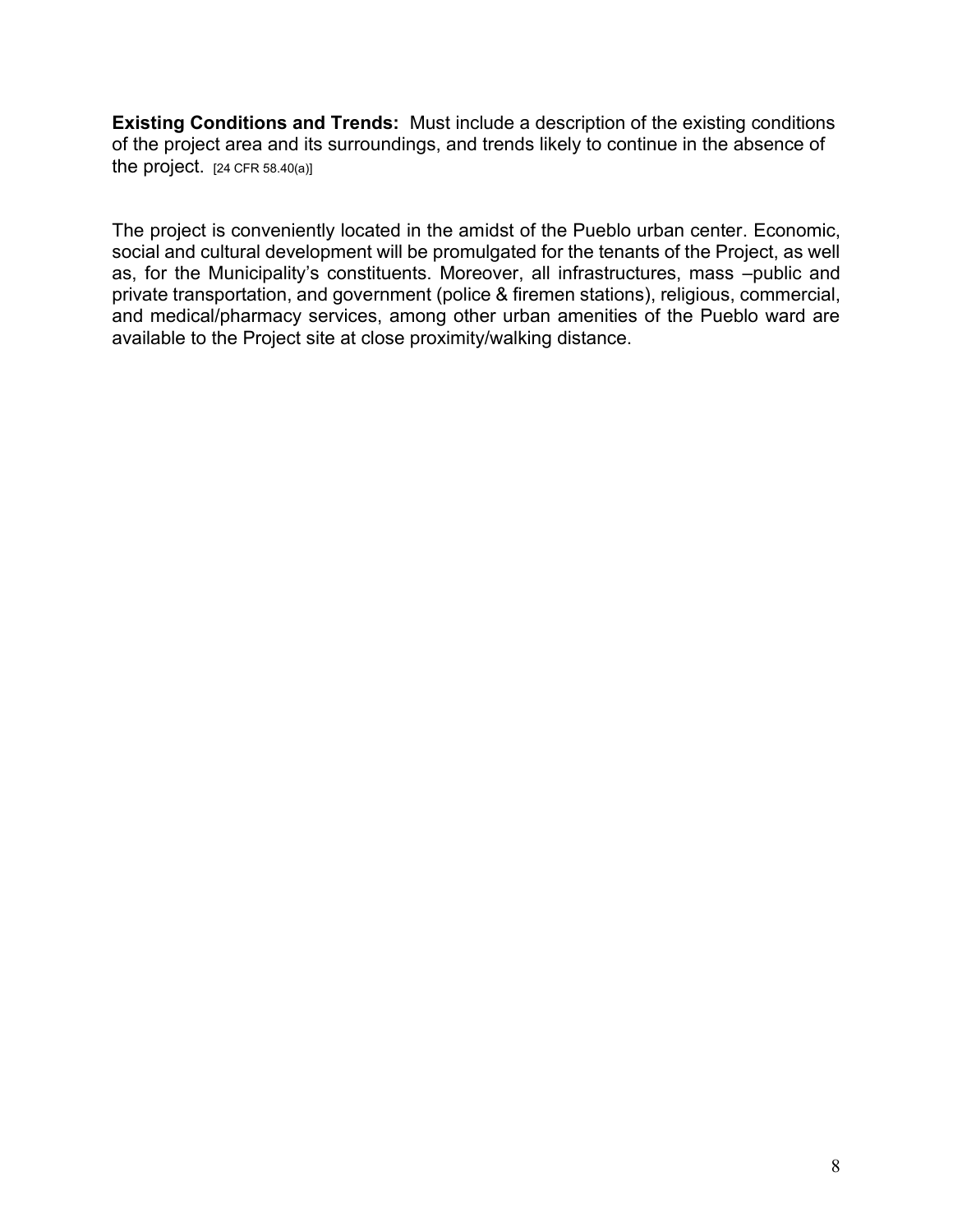**Existing Conditions and Trends:** Must include a description of the existing conditions of the project area and its surroundings, and trends likely to continue in the absence of the project. [24 CFR 58.40(a)]

The project is conveniently located in the amidst of the Pueblo urban center. Economic, social and cultural development will be promulgated for the tenants of the Project, as well as, for the Municipality's constituents. Moreover, all infrastructures, mass –public and private transportation, and government (police & firemen stations), religious, commercial, and medical/pharmacy services, among other urban amenities of the Pueblo ward are available to the Project site at close proximity/walking distance.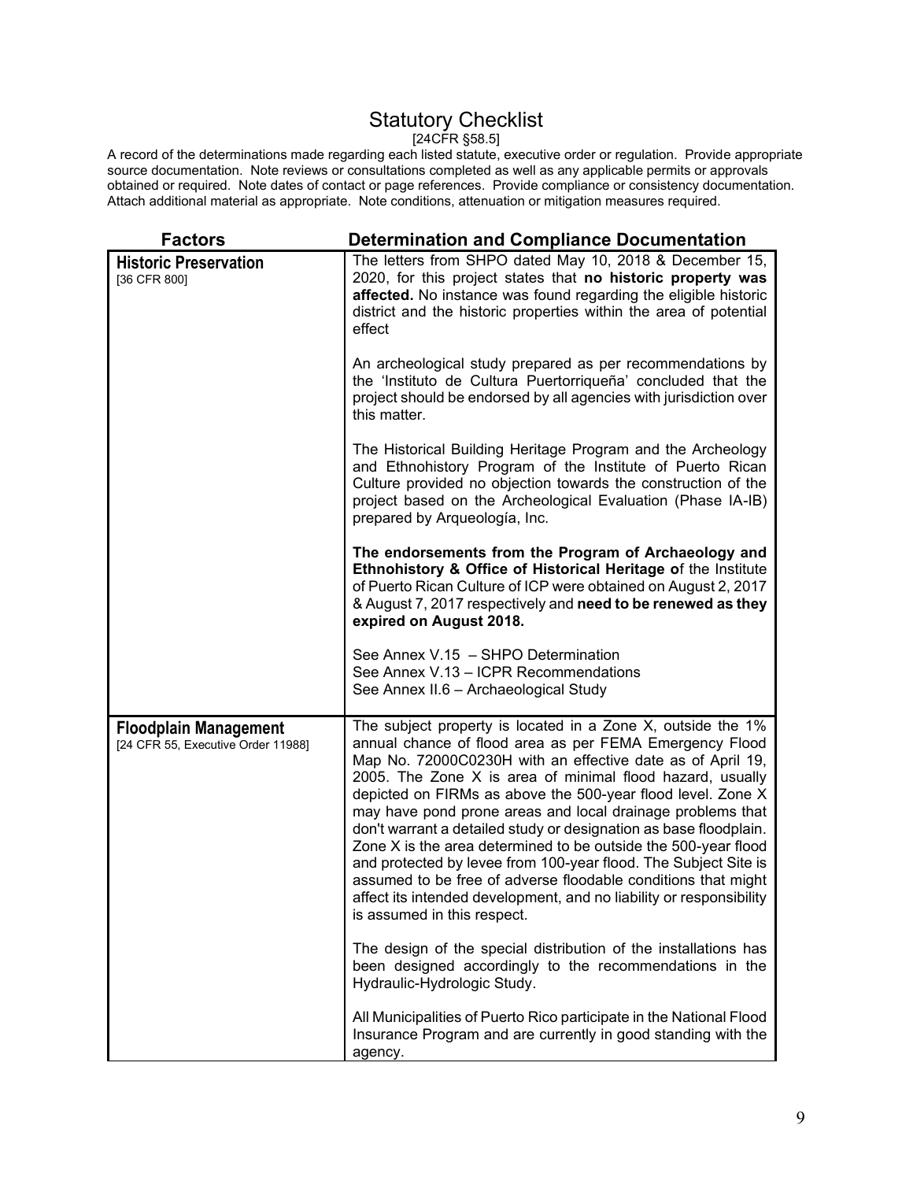# Statutory Checklist

[24CFR §58.5]

A record of the determinations made regarding each listed statute, executive order or regulation. Provide appropriate source documentation. Note reviews or consultations completed as well as any applicable permits or approvals obtained or required. Note dates of contact or page references. Provide compliance or consistency documentation. Attach additional material as appropriate. Note conditions, attenuation or mitigation measures required.

| Factors | Determination and Compliance Documentation |
|---|---|
| **Historic Preservation**<br>[36 CFR 800] | The letters from SHPO dated May 10, 2018 & December 15, 2020, for this project states that **no historic property was affected.** No instance was found regarding the eligible historic district and the historic properties within the area of potential effect<br><br>An archeological study prepared as per recommendations by the 'Instituto de Cultura Puertorriqueña' concluded that the project should be endorsed by all agencies with jurisdiction over this matter.<br><br>The Historical Building Heritage Program and the Archeology and Ethnohistory Program of the Institute of Puerto Rican Culture provided no objection towards the construction of the project based on the Archeological Evaluation (Phase IA-IB) prepared by Arqueología, Inc.<br><br>**The endorsements from the Program of Archaeology and Ethnohistory & Office of Historical Heritage o**f the Institute of Puerto Rican Culture of ICP were obtained on August 2, 2017 & August 7, 2017 respectively and **need to be renewed as they expired on August 2018.**<br><br>See Annex V.15 – SHPO Determination<br>See Annex V.13 – ICPR Recommendations<br>See Annex II.6 – Archaeological Study |
| **Floodplain Management**<br>[24 CFR 55, Executive Order 11988] | The subject property is located in a Zone X, outside the 1% annual chance of flood area as per FEMA Emergency Flood Map No. 72000C0230H with an effective date as of April 19, 2005. The Zone X is area of minimal flood hazard, usually depicted on FIRMs as above the 500-year flood level. Zone X may have pond prone areas and local drainage problems that don't warrant a detailed study or designation as base floodplain. Zone X is the area determined to be outside the 500-year flood and protected by levee from 100-year flood. The Subject Site is assumed to be free of adverse floodable conditions that might affect its intended development, and no liability or responsibility is assumed in this respect.<br><br>The design of the special distribution of the installations has been designed accordingly to the recommendations in the Hydraulic-Hydrologic Study.<br><br>All Municipalities of Puerto Rico participate in the National Flood Insurance Program and are currently in good standing with the agency. |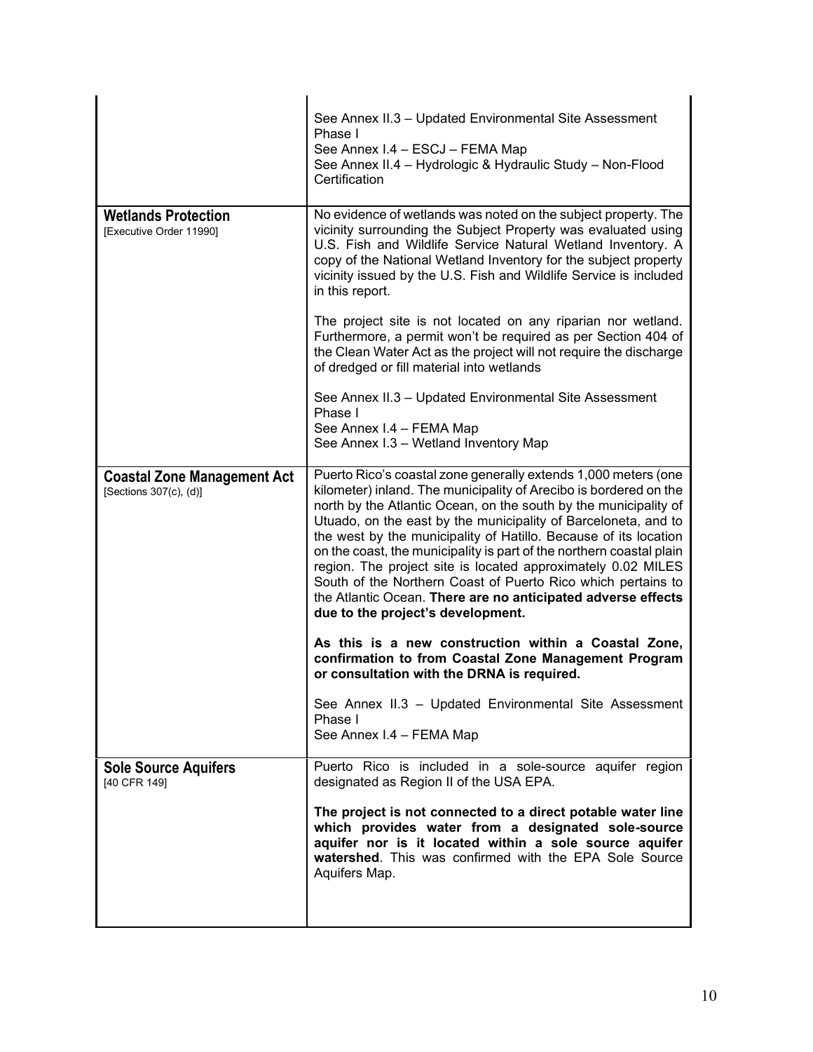| | |
|---|---|
| | See Annex II.3 – Updated Environmental Site Assessment Phase I<br>See Annex I.4 – ESCJ – FEMA Map<br>See Annex II.4 – Hydrologic & Hydraulic Study – Non-Flood Certification |
| **Wetlands Protection**<br>[Executive Order 11990] | No evidence of wetlands was noted on the subject property. The vicinity surrounding the Subject Property was evaluated using U.S. Fish and Wildlife Service Natural Wetland Inventory. A copy of the National Wetland Inventory for the subject property vicinity issued by the U.S. Fish and Wildlife Service is included in this report.<br><br>The project site is not located on any riparian nor wetland. Furthermore, a permit won't be required as per Section 404 of the Clean Water Act as the project will not require the discharge of dredged or fill material into wetlands<br><br>See Annex II.3 – Updated Environmental Site Assessment Phase I<br>See Annex I.4 – FEMA Map<br>See Annex I.3 – Wetland Inventory Map |
| **Coastal Zone Management Act**<br>[Sections 307(c), (d)] | Puerto Rico's coastal zone generally extends 1,000 meters (one kilometer) inland. The municipality of Arecibo is bordered on the north by the Atlantic Ocean, on the south by the municipality of Utuado, on the east by the municipality of Barceloneta, and to the west by the municipality of Hatillo. Because of its location on the coast, the municipality is part of the northern coastal plain region. The project site is located approximately 0.02 MILES South of the Northern Coast of Puerto Rico which pertains to the Atlantic Ocean. **There are no anticipated adverse effects due to the project's development.**<br><br>**As this is a new construction within a Coastal Zone, confirmation to from Coastal Zone Management Program or consultation with the DRNA is required.**<br><br>See Annex II.3 – Updated Environmental Site Assessment Phase I<br>See Annex I.4 – FEMA Map |
| **Sole Source Aquifers**<br>[40 CFR 149] | Puerto Rico is included in a sole-source aquifer region designated as Region II of the USA EPA.<br><br>**The project is not connected to a direct potable water line which provides water from a designated sole-source aquifer nor is it located within a sole source aquifer watershed**. This was confirmed with the EPA Sole Source Aquifers Map. |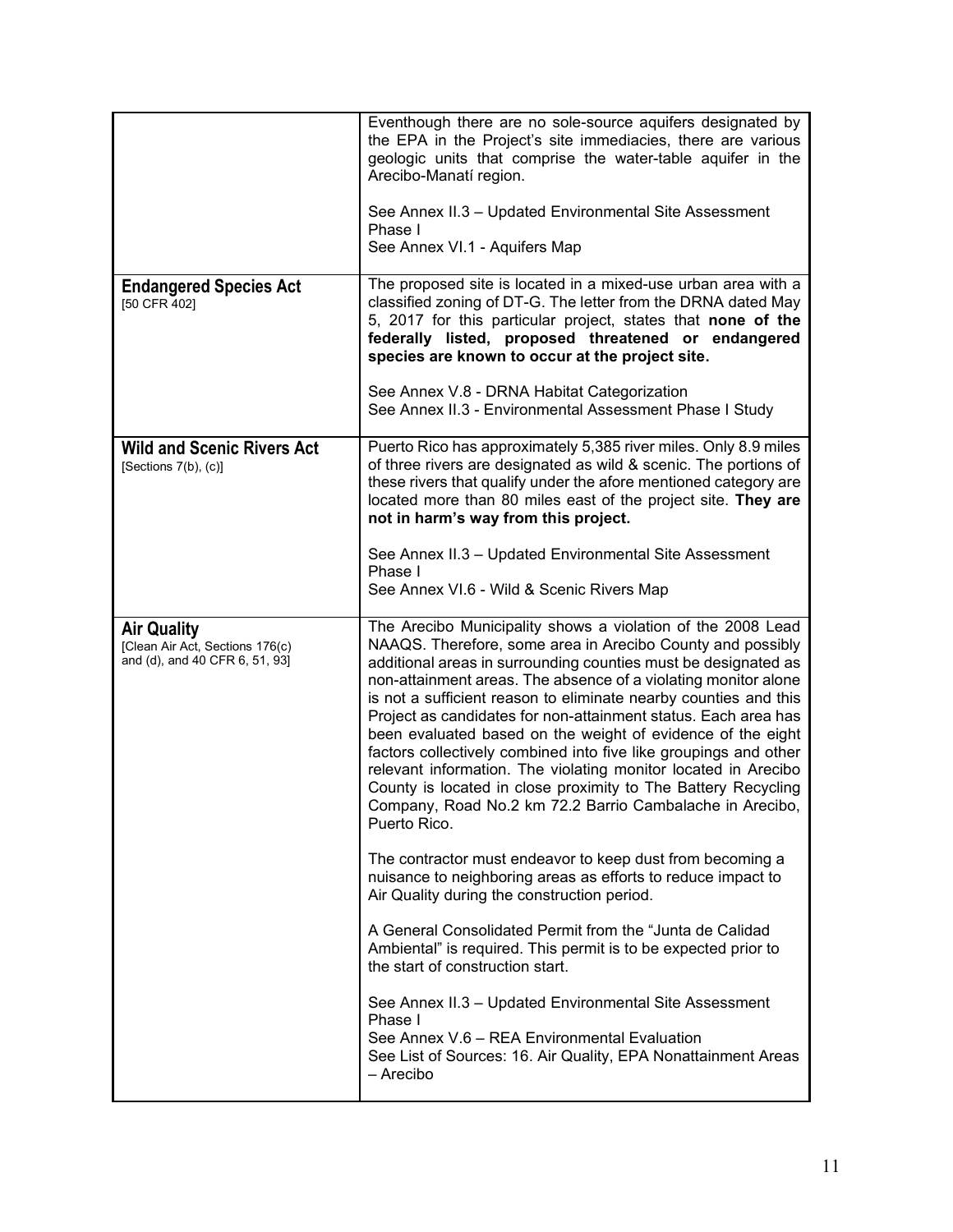| | |
|---|---|
| | Eventhough there are no sole-source aquifers designated by the EPA in the Project's site immediacies, there are various geologic units that comprise the water-table aquifer in the Arecibo-Manatí region.<br><br>See Annex II.3 – Updated Environmental Site Assessment Phase I<br>See Annex VI.1 - Aquifers Map |
| **Endangered Species Act**<br>[50 CFR 402] | The proposed site is located in a mixed-use urban area with a classified zoning of DT-G. The letter from the DRNA dated May 5, 2017 for this particular project, states that **none of the federally listed, proposed threatened or endangered species are known to occur at the project site.**<br><br>See Annex V.8 - DRNA Habitat Categorization<br>See Annex II.3 - Environmental Assessment Phase I Study |
| **Wild and Scenic Rivers Act**<br>[Sections 7(b), (c)] | Puerto Rico has approximately 5,385 river miles. Only 8.9 miles of three rivers are designated as wild & scenic. The portions of these rivers that qualify under the afore mentioned category are located more than 80 miles east of the project site. **They are not in harm's way from this project.**<br><br>See Annex II.3 – Updated Environmental Site Assessment Phase I<br>See Annex VI.6 - Wild & Scenic Rivers Map |
| **Air Quality**<br>[Clean Air Act, Sections 176(c) and (d), and 40 CFR 6, 51, 93] | The Arecibo Municipality shows a violation of the 2008 Lead NAAQS. Therefore, some area in Arecibo County and possibly additional areas in surrounding counties must be designated as non-attainment areas. The absence of a violating monitor alone is not a sufficient reason to eliminate nearby counties and this Project as candidates for non-attainment status. Each area has been evaluated based on the weight of evidence of the eight factors collectively combined into five like groupings and other relevant information. The violating monitor located in Arecibo County is located in close proximity to The Battery Recycling Company, Road No.2 km 72.2 Barrio Cambalache in Arecibo, Puerto Rico.<br><br>The contractor must endeavor to keep dust from becoming a nuisance to neighboring areas as efforts to reduce impact to Air Quality during the construction period.<br><br>A General Consolidated Permit from the "Junta de Calidad Ambiental" is required. This permit is to be expected prior to the start of construction start.<br><br>See Annex II.3 – Updated Environmental Site Assessment Phase I<br>See Annex V.6 – REA Environmental Evaluation<br>See List of Sources: 16. Air Quality, EPA Nonattainment Areas – Arecibo |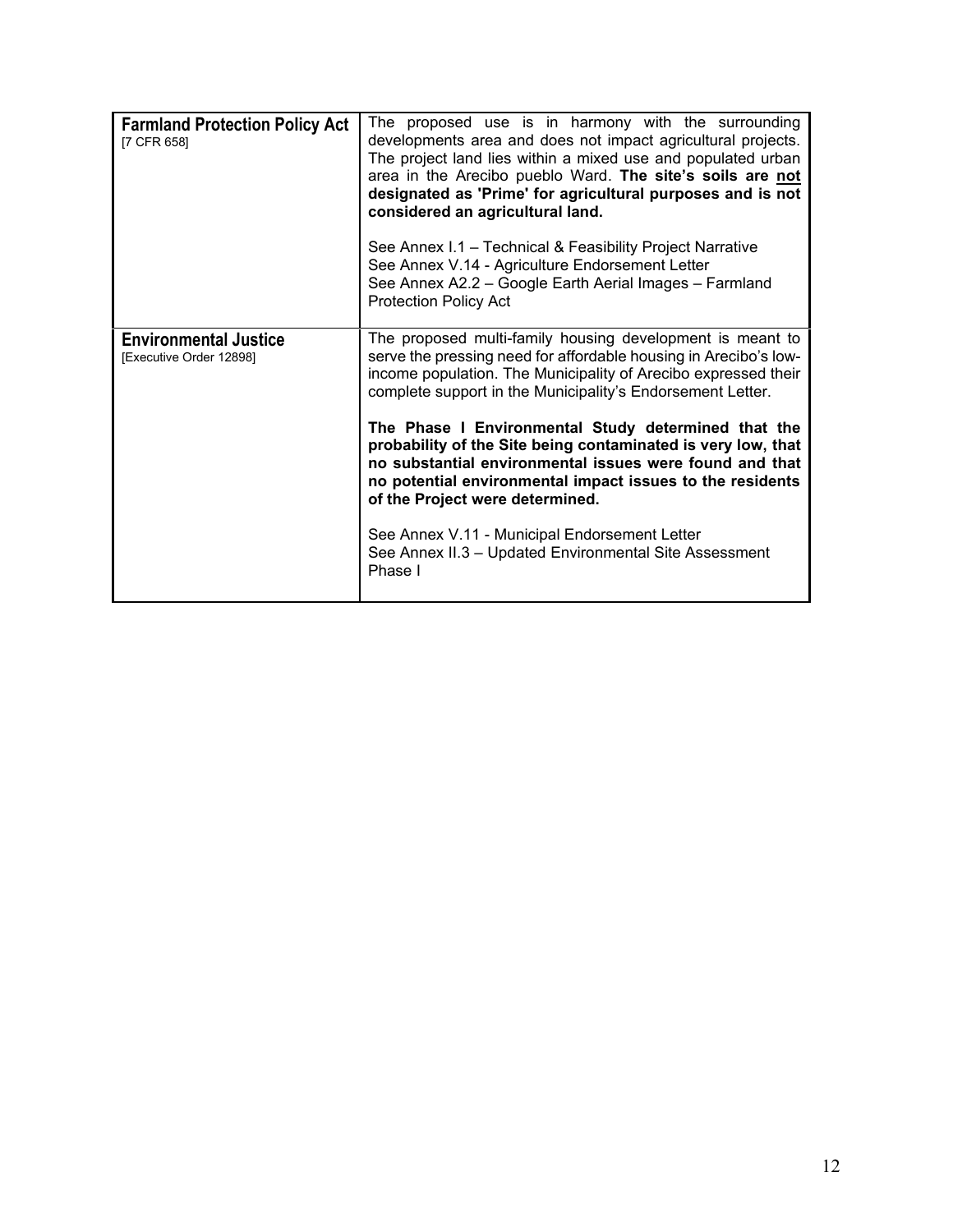| | |
|---|---|
| **Farmland Protection Policy Act** [7 CFR 658] | The proposed use is in harmony with the surrounding developments area and does not impact agricultural projects. The project land lies within a mixed use and populated urban area in the Arecibo pueblo Ward. **The site's soils are <u>not</u> designated as 'Prime' for agricultural purposes and is not considered an agricultural land.**<br><br>See Annex I.1 – Technical & Feasibility Project Narrative<br>See Annex V.14 - Agriculture Endorsement Letter<br>See Annex A2.2 – Google Earth Aerial Images – Farmland Protection Policy Act |
| **Environmental Justice** [Executive Order 12898] | The proposed multi-family housing development is meant to serve the pressing need for affordable housing in Arecibo's low-income population. The Municipality of Arecibo expressed their complete support in the Municipality's Endorsement Letter.<br><br>**The Phase I Environmental Study determined that the probability of the Site being contaminated is very low, that no substantial environmental issues were found and that no potential environmental impact issues to the residents of the Project were determined.**<br><br>See Annex V.11 - Municipal Endorsement Letter<br>See Annex II.3 – Updated Environmental Site Assessment Phase I |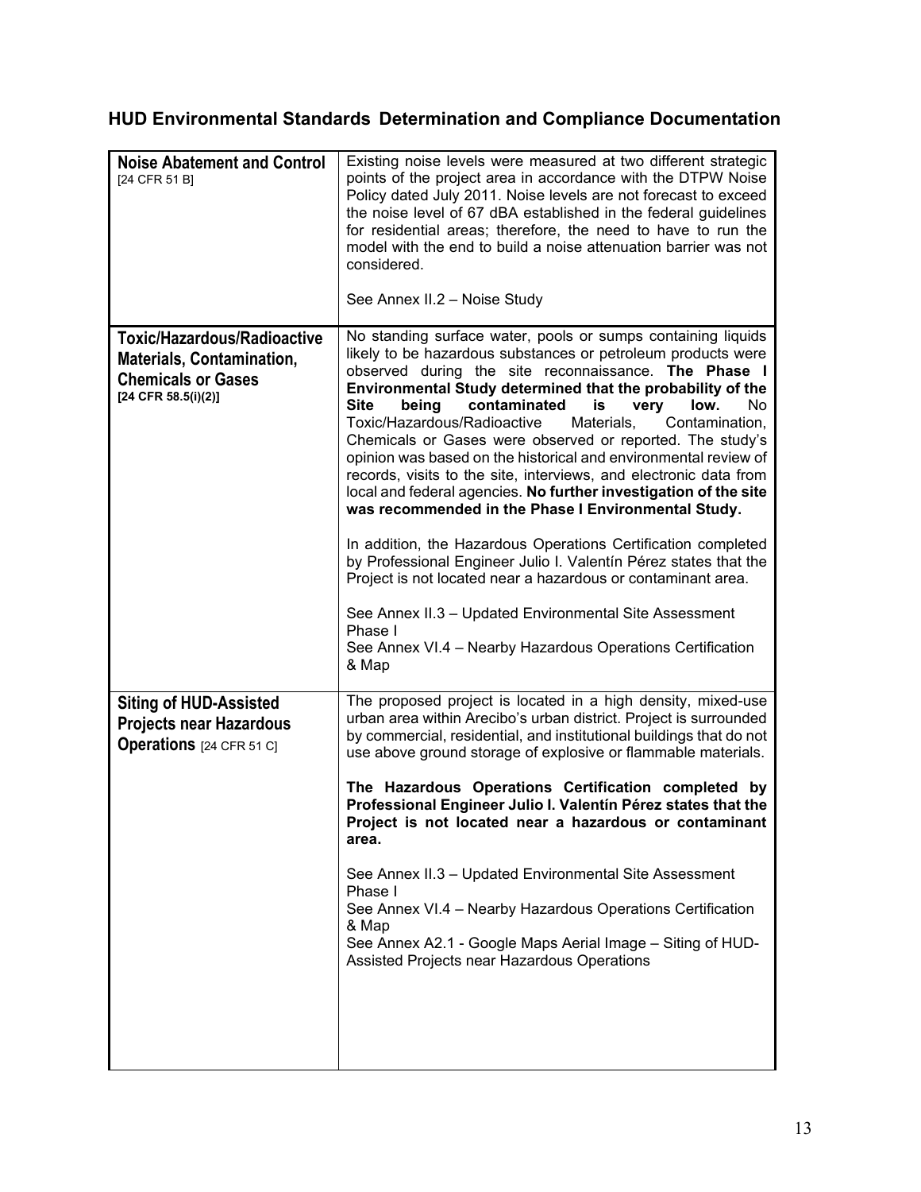## HUD Environmental Standards Determination and Compliance Documentation

| | |
|---|---|
| **Noise Abatement and Control** [24 CFR 51 B] | Existing noise levels were measured at two different strategic points of the project area in accordance with the DTPW Noise Policy dated July 2011. Noise levels are not forecast to exceed the noise level of 67 dBA established in the federal guidelines for residential areas; therefore, the need to have to run the model with the end to build a noise attenuation barrier was not considered.<br><br>See Annex II.2 – Noise Study |
| **Toxic/Hazardous/Radioactive Materials, Contamination, Chemicals or Gases** **[24 CFR 58.5(i)(2)]** | No standing surface water, pools or sumps containing liquids likely to be hazardous substances or petroleum products were observed during the site reconnaissance. **The Phase I Environmental Study determined that the probability of the Site being contaminated is very low.** No Toxic/Hazardous/Radioactive Materials, Contamination, Chemicals or Gases were observed or reported. The study's opinion was based on the historical and environmental review of records, visits to the site, interviews, and electronic data from local and federal agencies. **No further investigation of the site was recommended in the Phase I Environmental Study.**<br><br>In addition, the Hazardous Operations Certification completed by Professional Engineer Julio I. Valentín Pérez states that the Project is not located near a hazardous or contaminant area.<br><br>See Annex II.3 – Updated Environmental Site Assessment Phase I<br>See Annex VI.4 – Nearby Hazardous Operations Certification & Map |
| **Siting of HUD-Assisted Projects near Hazardous Operations** [24 CFR 51 C] | The proposed project is located in a high density, mixed-use urban area within Arecibo's urban district. Project is surrounded by commercial, residential, and institutional buildings that do not use above ground storage of explosive or flammable materials.<br><br>**The Hazardous Operations Certification completed by Professional Engineer Julio I. Valentín Pérez states that the Project is not located near a hazardous or contaminant area.**<br><br>See Annex II.3 – Updated Environmental Site Assessment Phase I<br>See Annex VI.4 – Nearby Hazardous Operations Certification & Map<br>See Annex A2.1 - Google Maps Aerial Image – Siting of HUD-Assisted Projects near Hazardous Operations |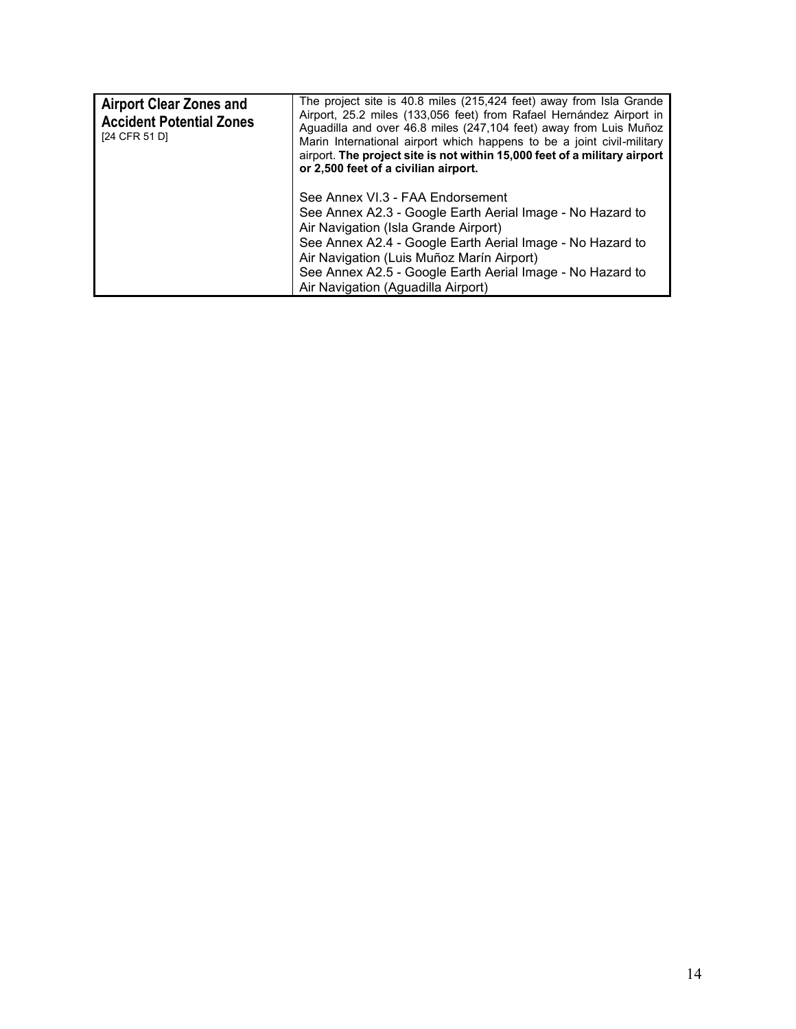| **Airport Clear Zones and Accident Potential Zones** [24 CFR 51 D] | The project site is 40.8 miles (215,424 feet) away from Isla Grande Airport, 25.2 miles (133,056 feet) from Rafael Hernández Airport in Aguadilla and over 46.8 miles (247,104 feet) away from Luis Muñoz Marin International airport which happens to be a joint civil-military airport. **The project site is not within 15,000 feet of a military airport or 2,500 feet of a civilian airport.**<br><br>See Annex VI.3 - FAA Endorsement<br>See Annex A2.3 - Google Earth Aerial Image - No Hazard to Air Navigation (Isla Grande Airport)<br>See Annex A2.4 - Google Earth Aerial Image - No Hazard to Air Navigation (Luis Muñoz Marín Airport)<br>See Annex A2.5 - Google Earth Aerial Image - No Hazard to Air Navigation (Aguadilla Airport) |
|---|---|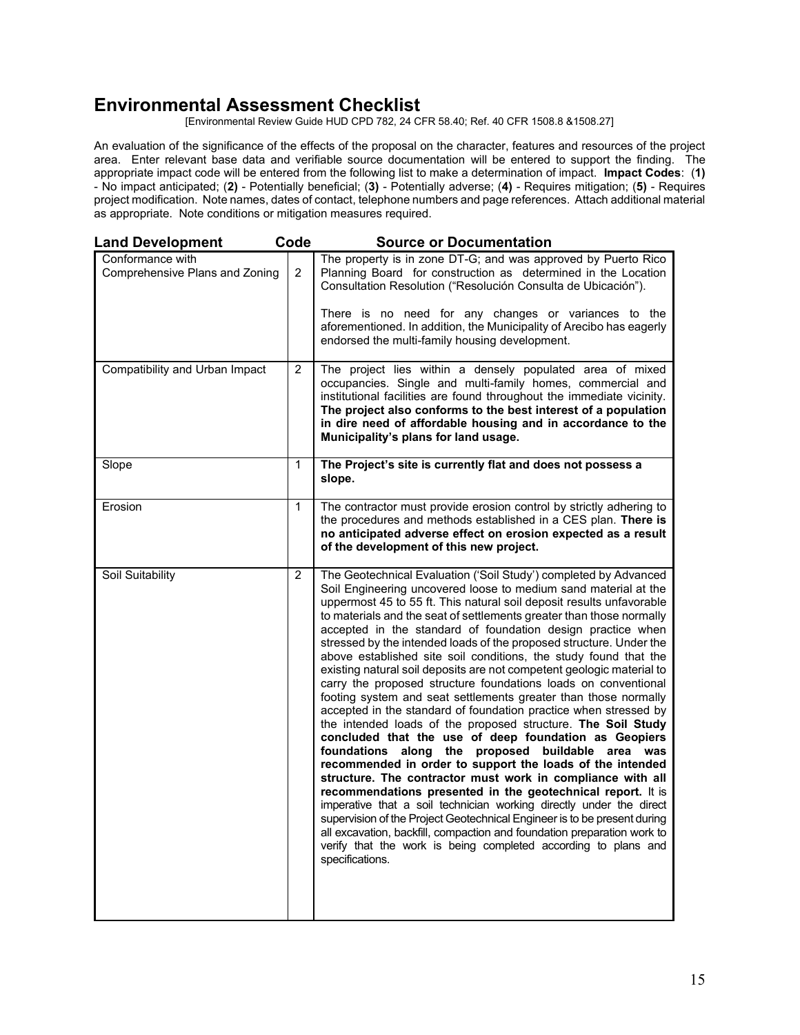# Environmental Assessment Checklist

[Environmental Review Guide HUD CPD 782, 24 CFR 58.40; Ref. 40 CFR 1508.8 &1508.27]

An evaluation of the significance of the effects of the proposal on the character, features and resources of the project area. Enter relevant base data and verifiable source documentation will be entered to support the finding. The appropriate impact code will be entered from the following list to make a determination of impact. **Impact Codes**: (**1)** - No impact anticipated; (**2)** - Potentially beneficial; (**3)** - Potentially adverse; (**4)** - Requires mitigation; (**5)** - Requires project modification. Note names, dates of contact, telephone numbers and page references. Attach additional material as appropriate. Note conditions or mitigation measures required.

| Land Development | Code | Source or Documentation |
|---|---|---|
| Conformance with Comprehensive Plans and Zoning | 2 | The property is in zone DT-G; and was approved by Puerto Rico Planning Board for construction as determined in the Location Consultation Resolution ("Resolución Consulta de Ubicación").<br><br>There is no need for any changes or variances to the aforementioned. In addition, the Municipality of Arecibo has eagerly endorsed the multi-family housing development. |
| Compatibility and Urban Impact | 2 | The project lies within a densely populated area of mixed occupancies. Single and multi-family homes, commercial and institutional facilities are found throughout the immediate vicinity. **The project also conforms to the best interest of a population in dire need of affordable housing and in accordance to the Municipality's plans for land usage.** |
| Slope | 1 | **The Project's site is currently flat and does not possess a slope.** |
| Erosion | 1 | The contractor must provide erosion control by strictly adhering to the procedures and methods established in a CES plan. **There is no anticipated adverse effect on erosion expected as a result of the development of this new project.** |
| Soil Suitability | 2 | The Geotechnical Evaluation ('Soil Study') completed by Advanced Soil Engineering uncovered loose to medium sand material at the uppermost 45 to 55 ft. This natural soil deposit results unfavorable to materials and the seat of settlements greater than those normally accepted in the standard of foundation design practice when stressed by the intended loads of the proposed structure. Under the above established site soil conditions, the study found that the existing natural soil deposits are not competent geologic material to carry the proposed structure foundations loads on conventional footing system and seat settlements greater than those normally accepted in the standard of foundation practice when stressed by the intended loads of the proposed structure. **The Soil Study concluded that the use of deep foundation as Geopiers foundations along the proposed buildable area was recommended in order to support the loads of the intended structure. The contractor must work in compliance with all recommendations presented in the geotechnical report.** It is imperative that a soil technician working directly under the direct supervision of the Project Geotechnical Engineer is to be present during all excavation, backfill, compaction and foundation preparation work to verify that the work is being completed according to plans and specifications. |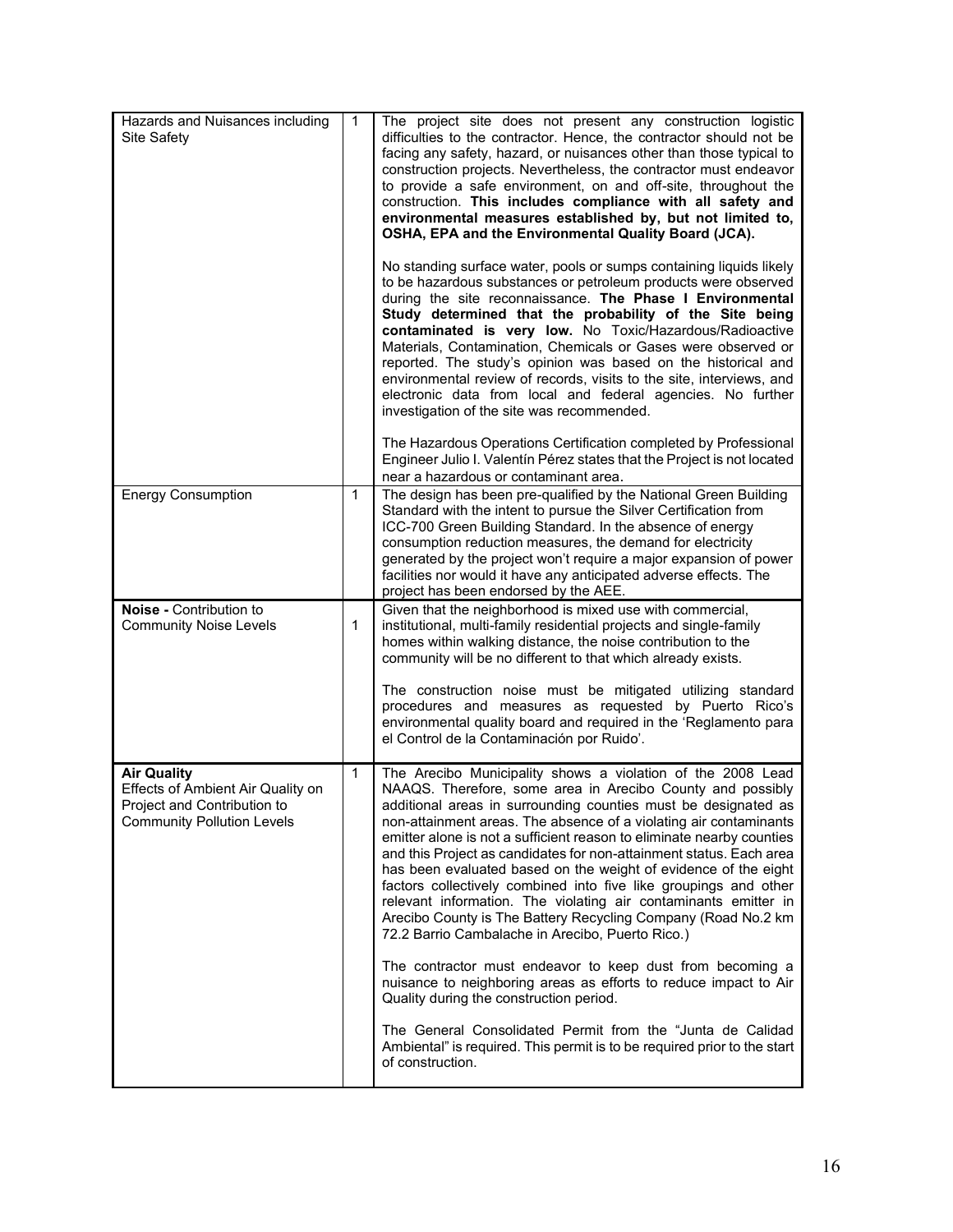| | | |
|---|---|---|
| Hazards and Nuisances including Site Safety | 1 | The project site does not present any construction logistic difficulties to the contractor. Hence, the contractor should not be facing any safety, hazard, or nuisances other than those typical to construction projects. Nevertheless, the contractor must endeavor to provide a safe environment, on and off-site, throughout the construction. **This includes compliance with all safety and environmental measures established by, but not limited to, OSHA, EPA and the Environmental Quality Board (JCA).**<br><br>No standing surface water, pools or sumps containing liquids likely to be hazardous substances or petroleum products were observed during the site reconnaissance. **The Phase I Environmental Study determined that the probability of the Site being contaminated is very low.** No Toxic/Hazardous/Radioactive Materials, Contamination, Chemicals or Gases were observed or reported. The study's opinion was based on the historical and environmental review of records, visits to the site, interviews, and electronic data from local and federal agencies. No further investigation of the site was recommended.<br><br>The Hazardous Operations Certification completed by Professional Engineer Julio I. Valentín Pérez states that the Project is not located near a hazardous or contaminant area. |
| Energy Consumption | 1 | The design has been pre-qualified by the National Green Building Standard with the intent to pursue the Silver Certification from ICC-700 Green Building Standard. In the absence of energy consumption reduction measures, the demand for electricity generated by the project won't require a major expansion of power facilities nor would it have any anticipated adverse effects. The project has been endorsed by the AEE. |
| **Noise -** Contribution to Community Noise Levels | 1 | Given that the neighborhood is mixed use with commercial, institutional, multi-family residential projects and single-family homes within walking distance, the noise contribution to the community will be no different to that which already exists.<br><br>The construction noise must be mitigated utilizing standard procedures and measures as requested by Puerto Rico's environmental quality board and required in the 'Reglamento para el Control de la Contaminación por Ruido'. |
| **Air Quality**<br>Effects of Ambient Air Quality on Project and Contribution to Community Pollution Levels | 1 | The Arecibo Municipality shows a violation of the 2008 Lead NAAQS. Therefore, some area in Arecibo County and possibly additional areas in surrounding counties must be designated as non-attainment areas. The absence of a violating air contaminants emitter alone is not a sufficient reason to eliminate nearby counties and this Project as candidates for non-attainment status. Each area has been evaluated based on the weight of evidence of the eight factors collectively combined into five like groupings and other relevant information. The violating air contaminants emitter in Arecibo County is The Battery Recycling Company (Road No.2 km 72.2 Barrio Cambalache in Arecibo, Puerto Rico.)<br><br>The contractor must endeavor to keep dust from becoming a nuisance to neighboring areas as efforts to reduce impact to Air Quality during the construction period.<br><br>The General Consolidated Permit from the "Junta de Calidad Ambiental" is required. This permit is to be required prior to the start of construction. |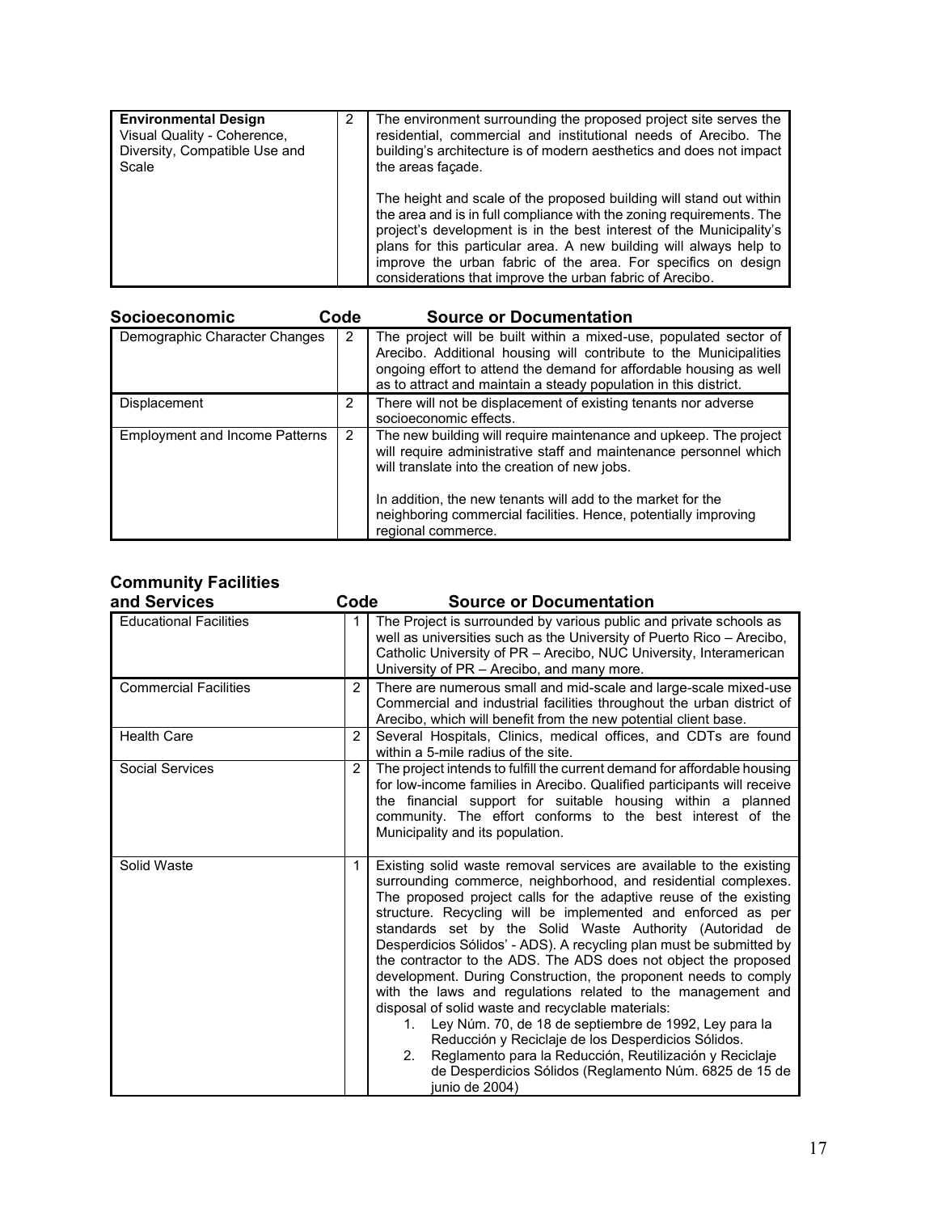| Environmental Design Visual Quality - Coherence, Diversity, Compatible Use and Scale | 2 | The environment surrounding the proposed project site serves the residential, commercial and institutional needs of Arecibo. The building's architecture is of modern aesthetics and does not impact the areas façade.<br><br>The height and scale of the proposed building will stand out within the area and is in full compliance with the zoning requirements. The project's development is in the best interest of the Municipality's plans for this particular area. A new building will always help to improve the urban fabric of the area. For specifics on design considerations that improve the urban fabric of Arecibo. |
|---|---|---|

| Socioeconomic | Code | Source or Documentation |
|---|---|---|
| Demographic Character Changes | 2 | The project will be built within a mixed-use, populated sector of Arecibo. Additional housing will contribute to the Municipalities ongoing effort to attend the demand for affordable housing as well as to attract and maintain a steady population in this district. |
| Displacement | 2 | There will not be displacement of existing tenants nor adverse socioeconomic effects. |
| Employment and Income Patterns | 2 | The new building will require maintenance and upkeep. The project will require administrative staff and maintenance personnel which will translate into the creation of new jobs.<br><br>In addition, the new tenants will add to the market for the neighboring commercial facilities. Hence, potentially improving regional commerce. |

| Community Facilities and Services | Code | Source or Documentation |
|---|---|---|
| Educational Facilities | 1 | The Project is surrounded by various public and private schools as well as universities such as the University of Puerto Rico – Arecibo, Catholic University of PR – Arecibo, NUC University, Interamerican University of PR – Arecibo, and many more. |
| Commercial Facilities | 2 | There are numerous small and mid-scale and large-scale mixed-use Commercial and industrial facilities throughout the urban district of Arecibo, which will benefit from the new potential client base. |
| Health Care | 2 | Several Hospitals, Clinics, medical offices, and CDTs are found within a 5-mile radius of the site. |
| Social Services | 2 | The project intends to fulfill the current demand for affordable housing for low-income families in Arecibo. Qualified participants will receive the financial support for suitable housing within a planned community. The effort conforms to the best interest of the Municipality and its population. |
| Solid Waste | 1 | Existing solid waste removal services are available to the existing surrounding commerce, neighborhood, and residential complexes. The proposed project calls for the adaptive reuse of the existing structure. Recycling will be implemented and enforced as per standards set by the Solid Waste Authority (Autoridad de Desperdicios Sólidos' - ADS). A recycling plan must be submitted by the contractor to the ADS. The ADS does not object the proposed development. During Construction, the proponent needs to comply with the laws and regulations related to the management and disposal of solid waste and recyclable materials:<br>1. Ley Núm. 70, de 18 de septiembre de 1992, Ley para la Reducción y Reciclaje de los Desperdicios Sólidos.<br>2. Reglamento para la Reducción, Reutilización y Reciclaje de Desperdicios Sólidos (Reglamento Núm. 6825 de 15 de junio de 2004) |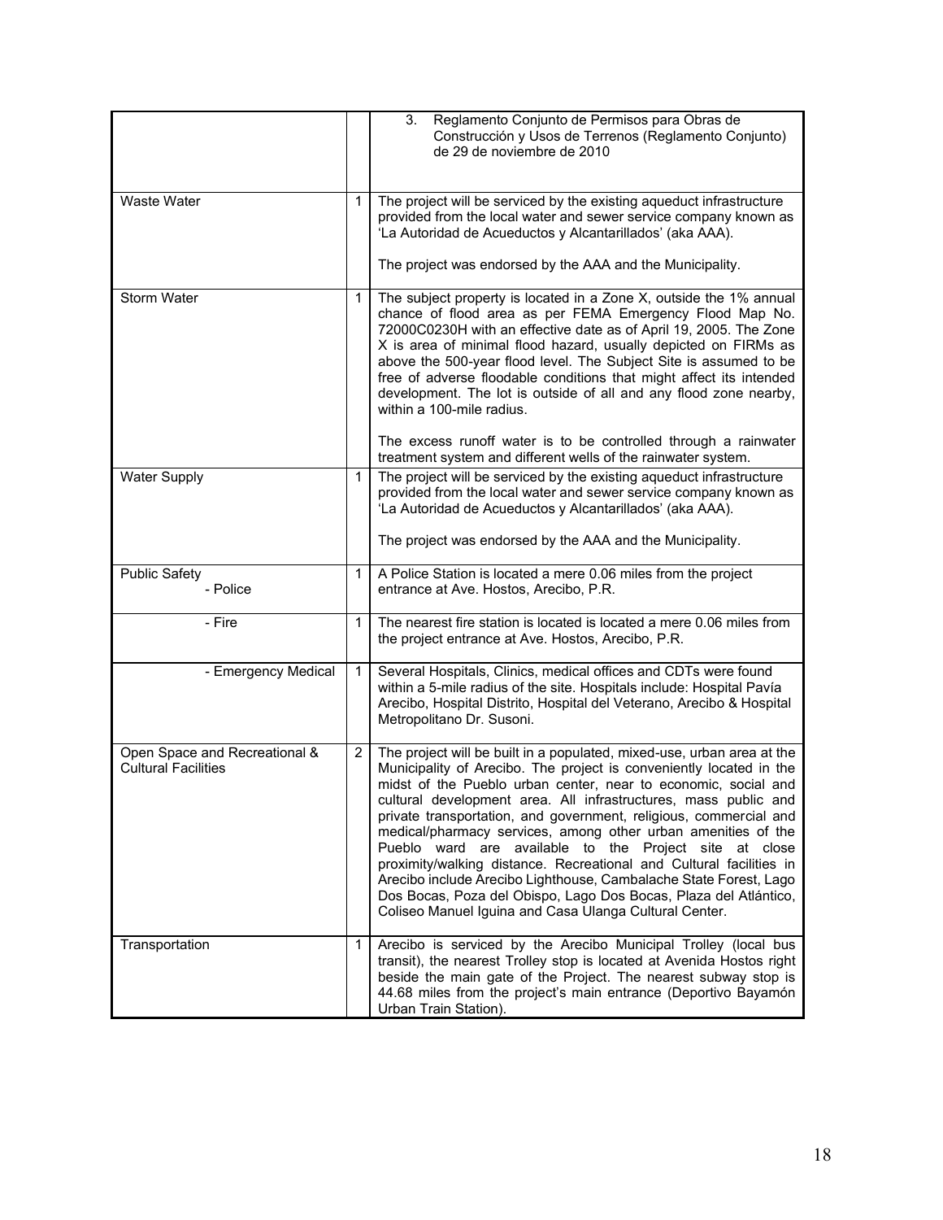| | | |
|---|---|---|
| | | 3. Reglamento Conjunto de Permisos para Obras de Construcción y Usos de Terrenos (Reglamento Conjunto) de 29 de noviembre de 2010 |
| Waste Water | 1 | The project will be serviced by the existing aqueduct infrastructure provided from the local water and sewer service company known as 'La Autoridad de Acueductos y Alcantarillados' (aka AAA).<br><br>The project was endorsed by the AAA and the Municipality. |
| Storm Water | 1 | The subject property is located in a Zone X, outside the 1% annual chance of flood area as per FEMA Emergency Flood Map No. 72000C0230H with an effective date as of April 19, 2005. The Zone X is area of minimal flood hazard, usually depicted on FIRMs as above the 500-year flood level. The Subject Site is assumed to be free of adverse floodable conditions that might affect its intended development. The lot is outside of all and any flood zone nearby, within a 100-mile radius.<br><br>The excess runoff water is to be controlled through a rainwater treatment system and different wells of the rainwater system. |
| Water Supply | 1 | The project will be serviced by the existing aqueduct infrastructure provided from the local water and sewer service company known as 'La Autoridad de Acueductos y Alcantarillados' (aka AAA).<br><br>The project was endorsed by the AAA and the Municipality. |
| Public Safety<br>- Police | 1 | A Police Station is located a mere 0.06 miles from the project entrance at Ave. Hostos, Arecibo, P.R. |
| - Fire | 1 | The nearest fire station is located is located a mere 0.06 miles from the project entrance at Ave. Hostos, Arecibo, P.R. |
| - Emergency Medical | 1 | Several Hospitals, Clinics, medical offices and CDTs were found within a 5-mile radius of the site. Hospitals include: Hospital Pavía Arecibo, Hospital Distrito, Hospital del Veterano, Arecibo & Hospital Metropolitano Dr. Susoni. |
| Open Space and Recreational & Cultural Facilities | 2 | The project will be built in a populated, mixed-use, urban area at the Municipality of Arecibo. The project is conveniently located in the midst of the Pueblo urban center, near to economic, social and cultural development area. All infrastructures, mass public and private transportation, and government, religious, commercial and medical/pharmacy services, among other urban amenities of the Pueblo ward are available to the Project site at close proximity/walking distance. Recreational and Cultural facilities in Arecibo include Arecibo Lighthouse, Cambalache State Forest, Lago Dos Bocas, Poza del Obispo, Lago Dos Bocas, Plaza del Atlántico, Coliseo Manuel Iguina and Casa Ulanga Cultural Center. |
| Transportation | 1 | Arecibo is serviced by the Arecibo Municipal Trolley (local bus transit), the nearest Trolley stop is located at Avenida Hostos right beside the main gate of the Project. The nearest subway stop is 44.68 miles from the project's main entrance (Deportivo Bayamón Urban Train Station). |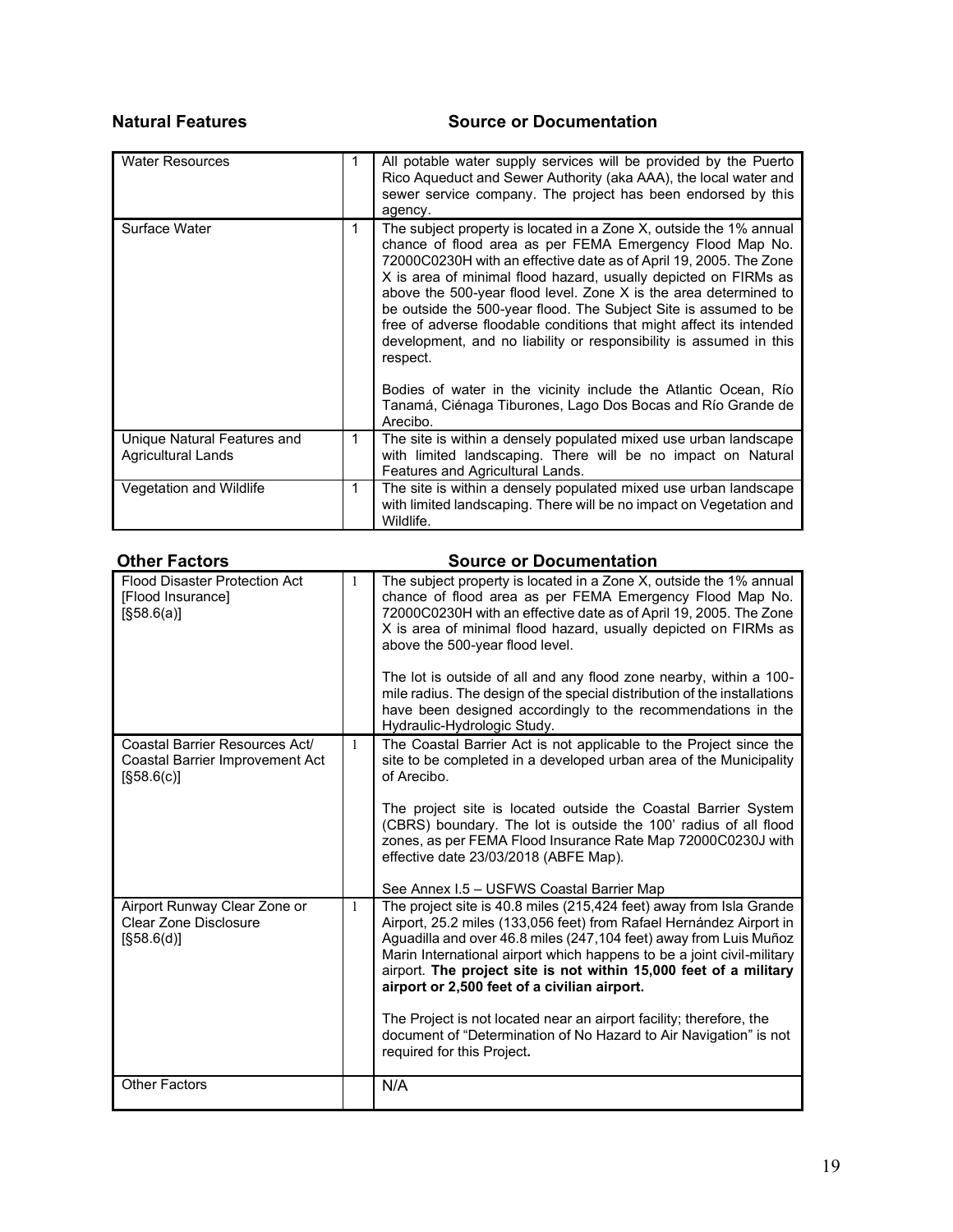| Natural Features | | Source or Documentation |
|---|---|---|
| Water Resources | 1 | All potable water supply services will be provided by the Puerto Rico Aqueduct and Sewer Authority (aka AAA), the local water and sewer service company. The project has been endorsed by this agency. |
| Surface Water | 1 | The subject property is located in a Zone X, outside the 1% annual chance of flood area as per FEMA Emergency Flood Map No. 72000C0230H with an effective date as of April 19, 2005. The Zone X is area of minimal flood hazard, usually depicted on FIRMs as above the 500-year flood level. Zone X is the area determined to be outside the 500-year flood. The Subject Site is assumed to be free of adverse floodable conditions that might affect its intended development, and no liability or responsibility is assumed in this respect.<br><br>Bodies of water in the vicinity include the Atlantic Ocean, Río Tanamá, Ciénaga Tiburones, Lago Dos Bocas and Río Grande de Arecibo. |
| Unique Natural Features and Agricultural Lands | 1 | The site is within a densely populated mixed use urban landscape with limited landscaping. There will be no impact on Natural Features and Agricultural Lands. |
| Vegetation and Wildlife | 1 | The site is within a densely populated mixed use urban landscape with limited landscaping. There will be no impact on Vegetation and Wildlife. |

| Other Factors | | Source or Documentation |
|---|---|---|
| Flood Disaster Protection Act [Flood Insurance] [§58.6(a)] | 1 | The subject property is located in a Zone X, outside the 1% annual chance of flood area as per FEMA Emergency Flood Map No. 72000C0230H with an effective date as of April 19, 2005. The Zone X is area of minimal flood hazard, usually depicted on FIRMs as above the 500-year flood level.<br><br>The lot is outside of all and any flood zone nearby, within a 100-mile radius. The design of the special distribution of the installations have been designed accordingly to the recommendations in the Hydraulic-Hydrologic Study. |
| Coastal Barrier Resources Act/ Coastal Barrier Improvement Act [§58.6(c)] | 1 | The Coastal Barrier Act is not applicable to the Project since the site to be completed in a developed urban area of the Municipality of Arecibo.<br><br>The project site is located outside the Coastal Barrier System (CBRS) boundary. The lot is outside the 100' radius of all flood zones, as per FEMA Flood Insurance Rate Map 72000C0230J with effective date 23/03/2018 (ABFE Map).<br><br>See Annex I.5 – USFWS Coastal Barrier Map |
| Airport Runway Clear Zone or Clear Zone Disclosure [§58.6(d)] | 1 | The project site is 40.8 miles (215,424 feet) away from Isla Grande Airport, 25.2 miles (133,056 feet) from Rafael Hernández Airport in Aguadilla and over 46.8 miles (247,104 feet) away from Luis Muñoz Marin International airport which happens to be a joint civil-military airport. **The project site is not within 15,000 feet of a military airport or 2,500 feet of a civilian airport.**<br><br>The Project is not located near an airport facility; therefore, the document of "Determination of No Hazard to Air Navigation" is not required for this Project. |
| Other Factors | | N/A |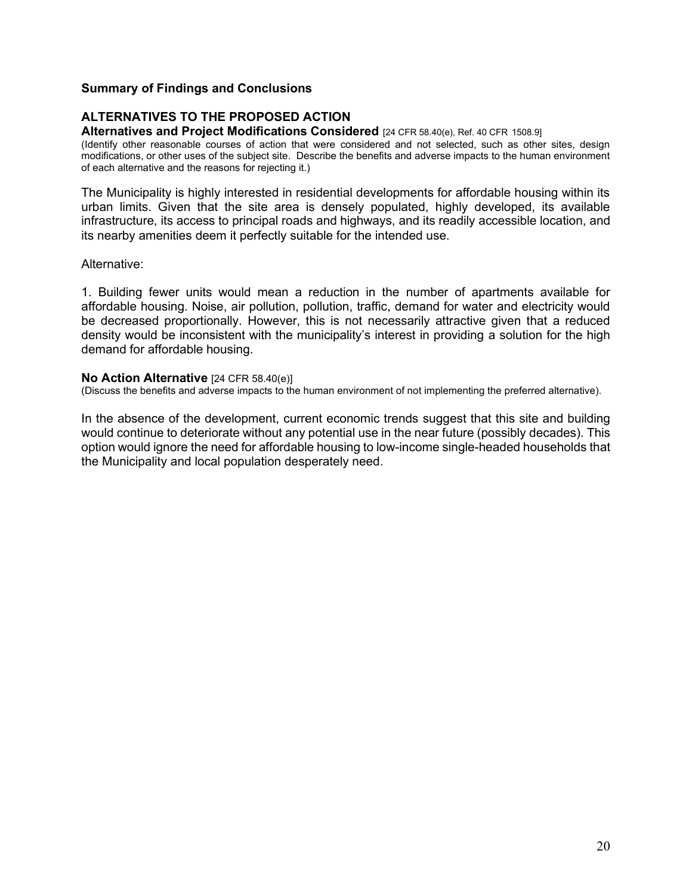**Summary of Findings and Conclusions**

**ALTERNATIVES TO THE PROPOSED ACTION**

**Alternatives and Project Modifications Considered** [24 CFR 58.40(e), Ref. 40 CFR 1508.9]

(Identify other reasonable courses of action that were considered and not selected, such as other sites, design modifications, or other uses of the subject site. Describe the benefits and adverse impacts to the human environment of each alternative and the reasons for rejecting it.)

The Municipality is highly interested in residential developments for affordable housing within its urban limits. Given that the site area is densely populated, highly developed, its available infrastructure, its access to principal roads and highways, and its readily accessible location, and its nearby amenities deem it perfectly suitable for the intended use.

Alternative:

1. Building fewer units would mean a reduction in the number of apartments available for affordable housing. Noise, air pollution, pollution, traffic, demand for water and electricity would be decreased proportionally. However, this is not necessarily attractive given that a reduced density would be inconsistent with the municipality's interest in providing a solution for the high demand for affordable housing.

**No Action Alternative** [24 CFR 58.40(e)]

(Discuss the benefits and adverse impacts to the human environment of not implementing the preferred alternative).

In the absence of the development, current economic trends suggest that this site and building would continue to deteriorate without any potential use in the near future (possibly decades). This option would ignore the need for affordable housing to low-income single-headed households that the Municipality and local population desperately need.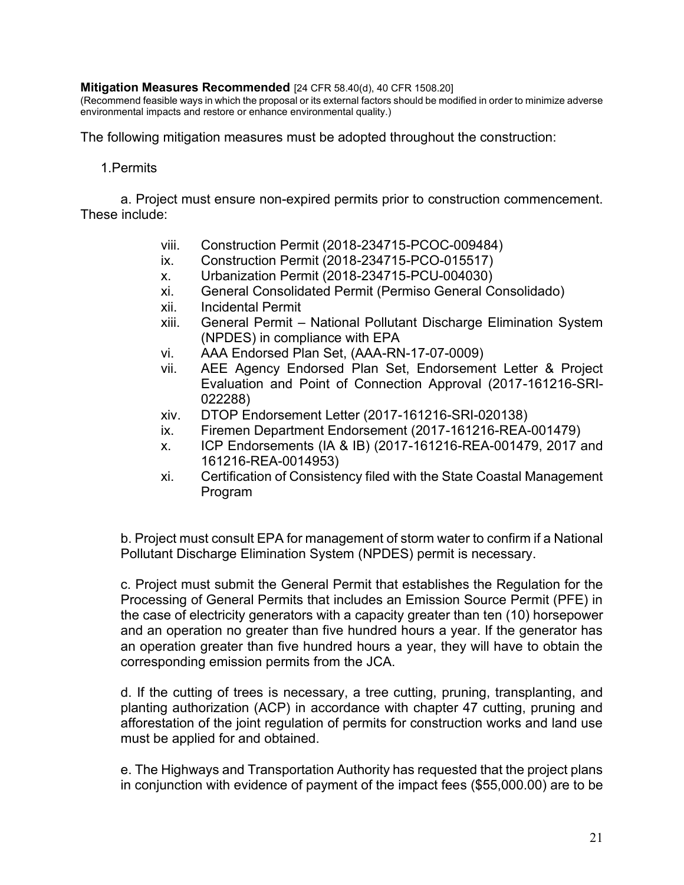**Mitigation Measures Recommended** [24 CFR 58.40(d), 40 CFR 1508.20]
(Recommend feasible ways in which the proposal or its external factors should be modified in order to minimize adverse environmental impacts and restore or enhance environmental quality.)

The following mitigation measures must be adopted throughout the construction:

1.Permits

a. Project must ensure non-expired permits prior to construction commencement. These include:

- viii. Construction Permit (2018-234715-PCOC-009484)
- ix. Construction Permit (2018-234715-PCO-015517)
- x. Urbanization Permit (2018-234715-PCU-004030)
- xi. General Consolidated Permit (Permiso General Consolidado)
- xii. Incidental Permit
- xiii. General Permit – National Pollutant Discharge Elimination System (NPDES) in compliance with EPA
- vi. AAA Endorsed Plan Set, (AAA-RN-17-07-0009)
- vii. AEE Agency Endorsed Plan Set, Endorsement Letter & Project Evaluation and Point of Connection Approval (2017-161216-SRI-022288)
- xiv. DTOP Endorsement Letter (2017-161216-SRI-020138)
- ix. Firemen Department Endorsement (2017-161216-REA-001479)
- x. ICP Endorsements (IA & IB) (2017-161216-REA-001479, 2017 and 161216-REA-0014953)
- xi. Certification of Consistency filed with the State Coastal Management Program

b. Project must consult EPA for management of storm water to confirm if a National Pollutant Discharge Elimination System (NPDES) permit is necessary.

c. Project must submit the General Permit that establishes the Regulation for the Processing of General Permits that includes an Emission Source Permit (PFE) in the case of electricity generators with a capacity greater than ten (10) horsepower and an operation no greater than five hundred hours a year. If the generator has an operation greater than five hundred hours a year, they will have to obtain the corresponding emission permits from the JCA.

d. If the cutting of trees is necessary, a tree cutting, pruning, transplanting, and planting authorization (ACP) in accordance with chapter 47 cutting, pruning and afforestation of the joint regulation of permits for construction works and land use must be applied for and obtained.

e. The Highways and Transportation Authority has requested that the project plans in conjunction with evidence of payment of the impact fees ($55,000.00) are to be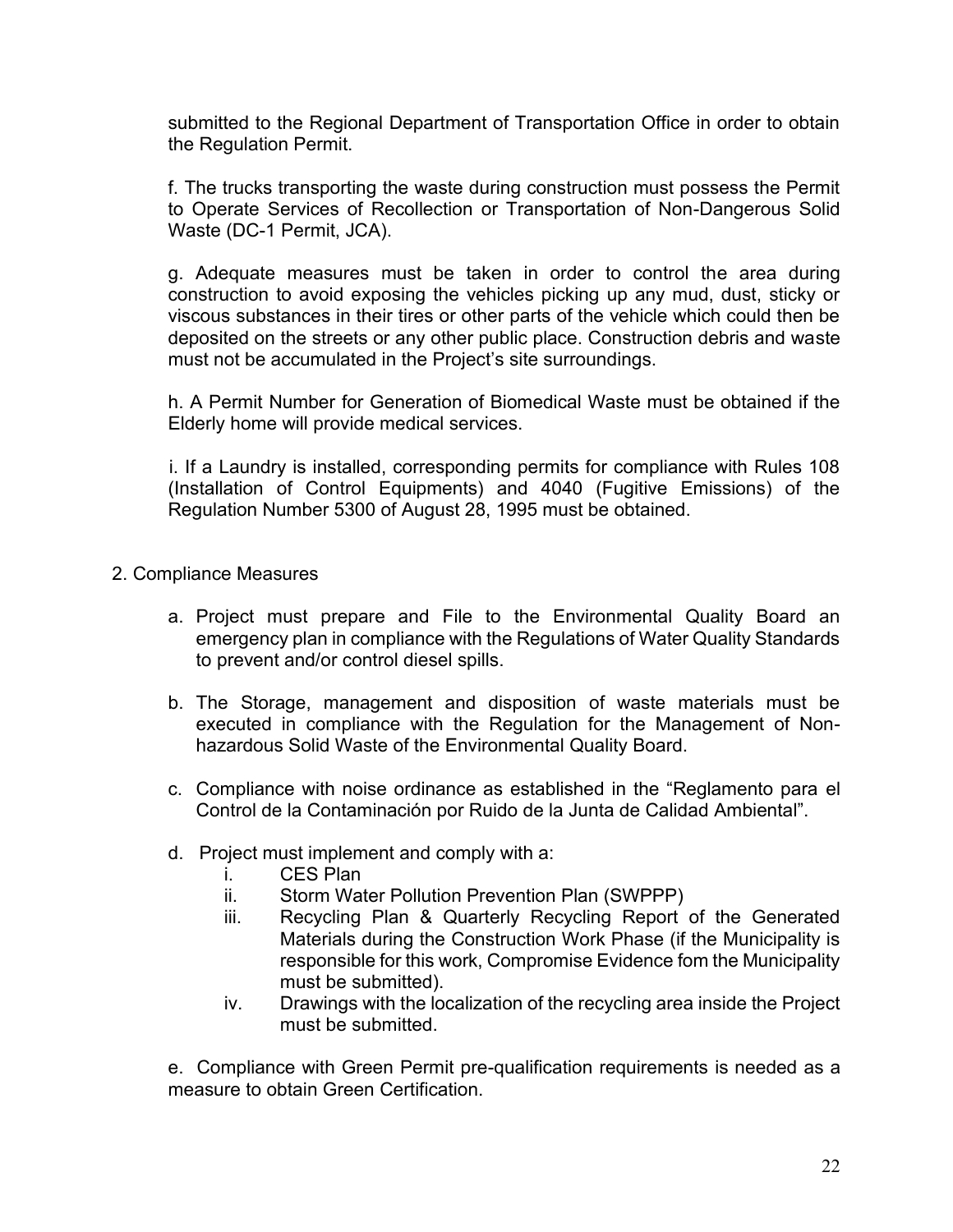submitted to the Regional Department of Transportation Office in order to obtain the Regulation Permit.

f. The trucks transporting the waste during construction must possess the Permit to Operate Services of Recollection or Transportation of Non-Dangerous Solid Waste (DC-1 Permit, JCA).

g. Adequate measures must be taken in order to control the area during construction to avoid exposing the vehicles picking up any mud, dust, sticky or viscous substances in their tires or other parts of the vehicle which could then be deposited on the streets or any other public place. Construction debris and waste must not be accumulated in the Project's site surroundings.

h. A Permit Number for Generation of Biomedical Waste must be obtained if the Elderly home will provide medical services.

i. If a Laundry is installed, corresponding permits for compliance with Rules 108 (Installation of Control Equipments) and 4040 (Fugitive Emissions) of the Regulation Number 5300 of August 28, 1995 must be obtained.

2. Compliance Measures

a. Project must prepare and File to the Environmental Quality Board an emergency plan in compliance with the Regulations of Water Quality Standards to prevent and/or control diesel spills.

b. The Storage, management and disposition of waste materials must be executed in compliance with the Regulation for the Management of Non-hazardous Solid Waste of the Environmental Quality Board.

c. Compliance with noise ordinance as established in the "Reglamento para el Control de la Contaminación por Ruido de la Junta de Calidad Ambiental".

d. Project must implement and comply with a:
   i. CES Plan
   ii. Storm Water Pollution Prevention Plan (SWPPP)
   iii. Recycling Plan & Quarterly Recycling Report of the Generated Materials during the Construction Work Phase (if the Municipality is responsible for this work, Compromise Evidence fom the Municipality must be submitted).
   iv. Drawings with the localization of the recycling area inside the Project must be submitted.

e. Compliance with Green Permit pre-qualification requirements is needed as a measure to obtain Green Certification.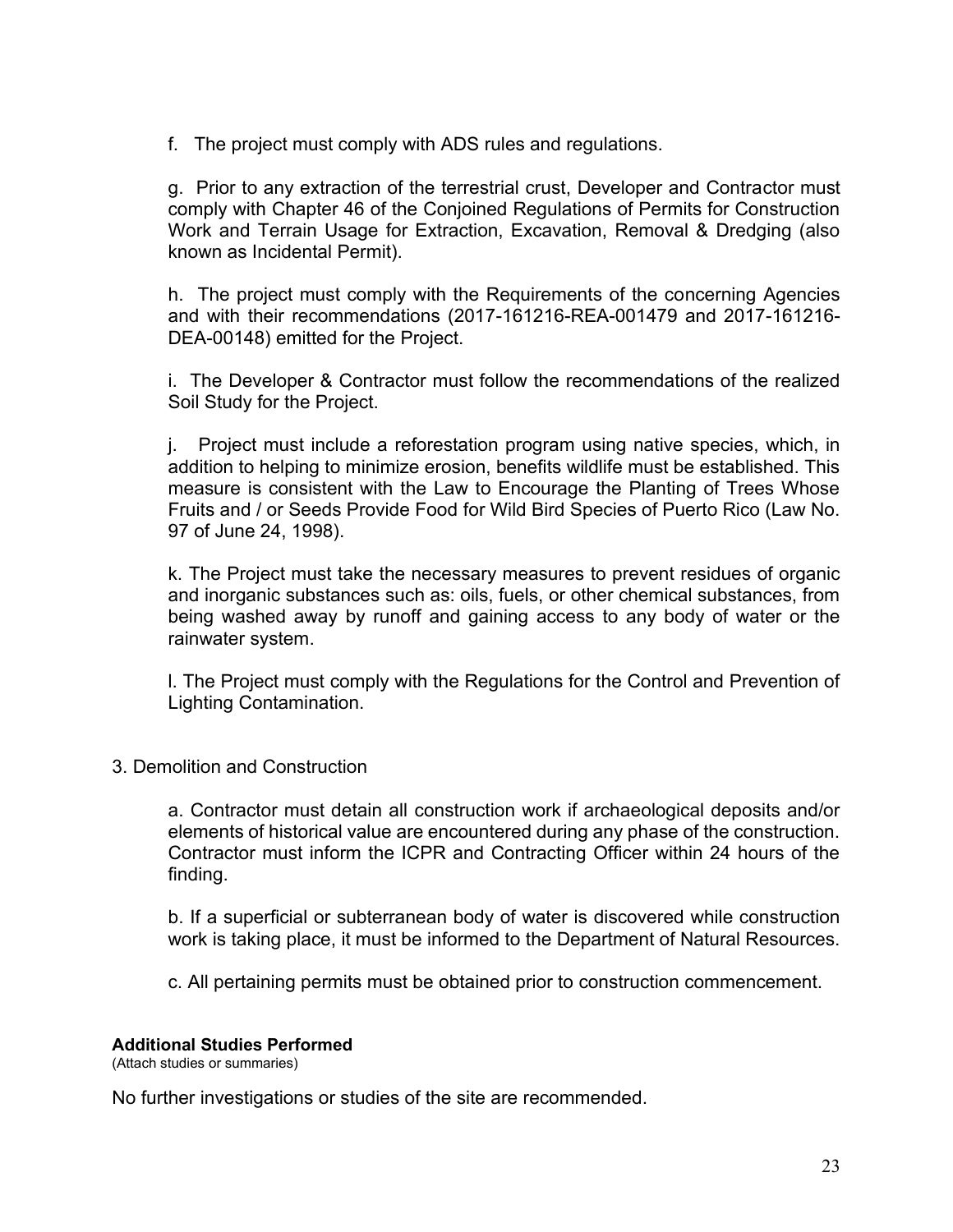f. The project must comply with ADS rules and regulations.

g. Prior to any extraction of the terrestrial crust, Developer and Contractor must comply with Chapter 46 of the Conjoined Regulations of Permits for Construction Work and Terrain Usage for Extraction, Excavation, Removal & Dredging (also known as Incidental Permit).

h. The project must comply with the Requirements of the concerning Agencies and with their recommendations (2017-161216-REA-001479 and 2017-161216-DEA-00148) emitted for the Project.

i. The Developer & Contractor must follow the recommendations of the realized Soil Study for the Project.

j. Project must include a reforestation program using native species, which, in addition to helping to minimize erosion, benefits wildlife must be established. This measure is consistent with the Law to Encourage the Planting of Trees Whose Fruits and / or Seeds Provide Food for Wild Bird Species of Puerto Rico (Law No. 97 of June 24, 1998).

k. The Project must take the necessary measures to prevent residues of organic and inorganic substances such as: oils, fuels, or other chemical substances, from being washed away by runoff and gaining access to any body of water or the rainwater system.

l. The Project must comply with the Regulations for the Control and Prevention of Lighting Contamination.

3. Demolition and Construction

a. Contractor must detain all construction work if archaeological deposits and/or elements of historical value are encountered during any phase of the construction. Contractor must inform the ICPR and Contracting Officer within 24 hours of the finding.

b. If a superficial or subterranean body of water is discovered while construction work is taking place, it must be informed to the Department of Natural Resources.

c. All pertaining permits must be obtained prior to construction commencement.

**Additional Studies Performed**
(Attach studies or summaries)

No further investigations or studies of the site are recommended.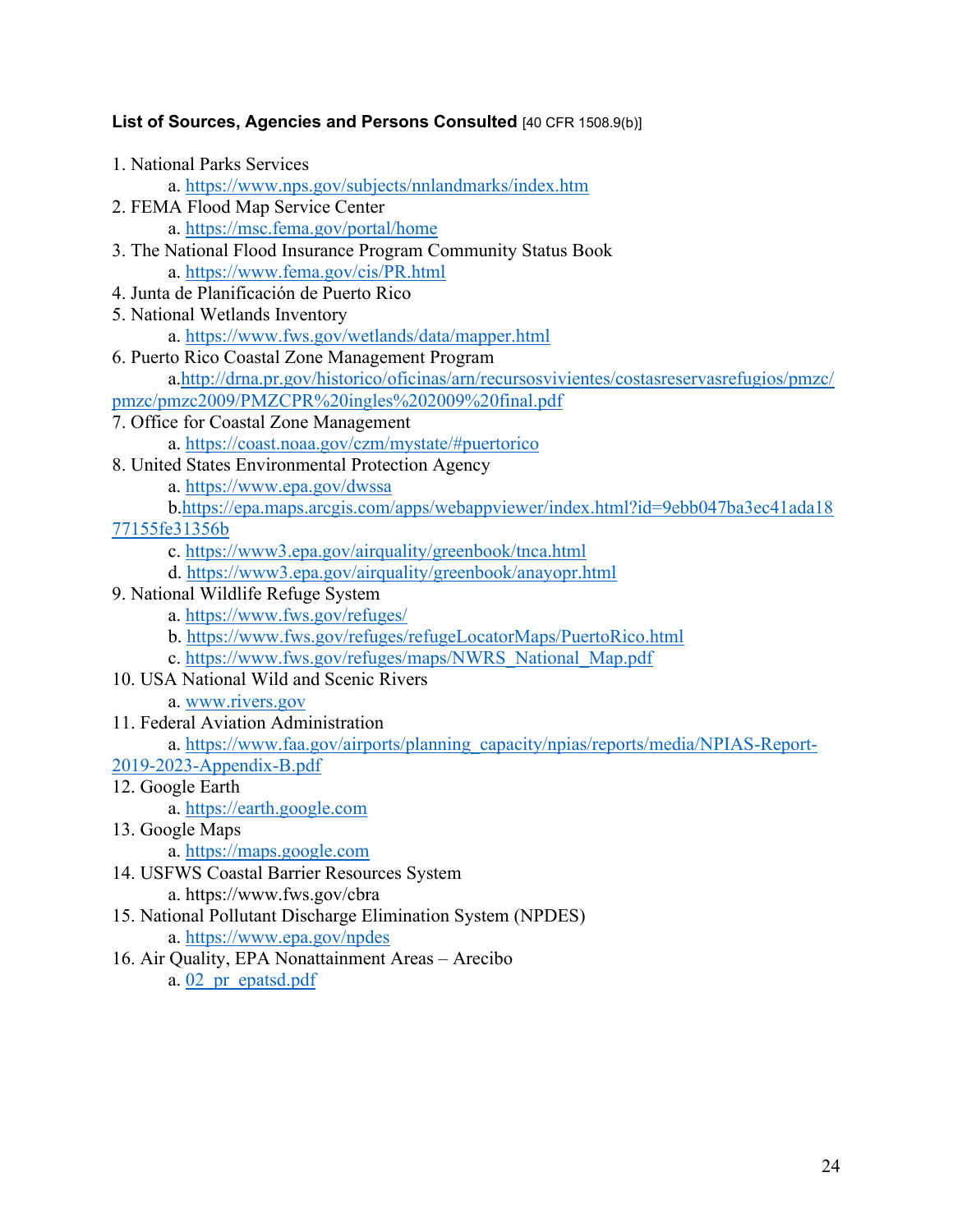**List of Sources, Agencies and Persons Consulted** [40 CFR 1508.9(b)]

1. National Parks Services
    a. https://www.nps.gov/subjects/nnlandmarks/index.htm
2. FEMA Flood Map Service Center
    a. https://msc.fema.gov/portal/home
3. The National Flood Insurance Program Community Status Book
    a. https://www.fema.gov/cis/PR.html
4. Junta de Planificación de Puerto Rico
5. National Wetlands Inventory
    a. https://www.fws.gov/wetlands/data/mapper.html
6. Puerto Rico Coastal Zone Management Program
    a. http://drna.pr.gov/historico/oficinas/arn/recursosvivientes/costasreservasrefugios/pmzc/pmzc/pmzc2009/PMZCPR%20ingles%202009%20final.pdf
7. Office for Coastal Zone Management
    a. https://coast.noaa.gov/czm/mystate/#puertorico
8. United States Environmental Protection Agency
    a. https://www.epa.gov/dwssa
    b. https://epa.maps.arcgis.com/apps/webappviewer/index.html?id=9ebb047ba3ec41ada1877155fe31356b
    c. https://www3.epa.gov/airquality/greenbook/tnca.html
    d. https://www3.epa.gov/airquality/greenbook/anayopr.html
9. National Wildlife Refuge System
    a. https://www.fws.gov/refuges/
    b. https://www.fws.gov/refuges/refugeLocatorMaps/PuertoRico.html
    c. https://www.fws.gov/refuges/maps/NWRS_National_Map.pdf
10. USA National Wild and Scenic Rivers
    a. www.rivers.gov
11. Federal Aviation Administration
    a. https://www.faa.gov/airports/planning_capacity/npias/reports/media/NPIAS-Report-2019-2023-Appendix-B.pdf
12. Google Earth
    a. https://earth.google.com
13. Google Maps
    a. https://maps.google.com
14. USFWS Coastal Barrier Resources System
    a. https://www.fws.gov/cbra
15. National Pollutant Discharge Elimination System (NPDES)
    a. https://www.epa.gov/npdes
16. Air Quality, EPA Nonattainment Areas – Arecibo
    a. 02_pr_epatsd.pdf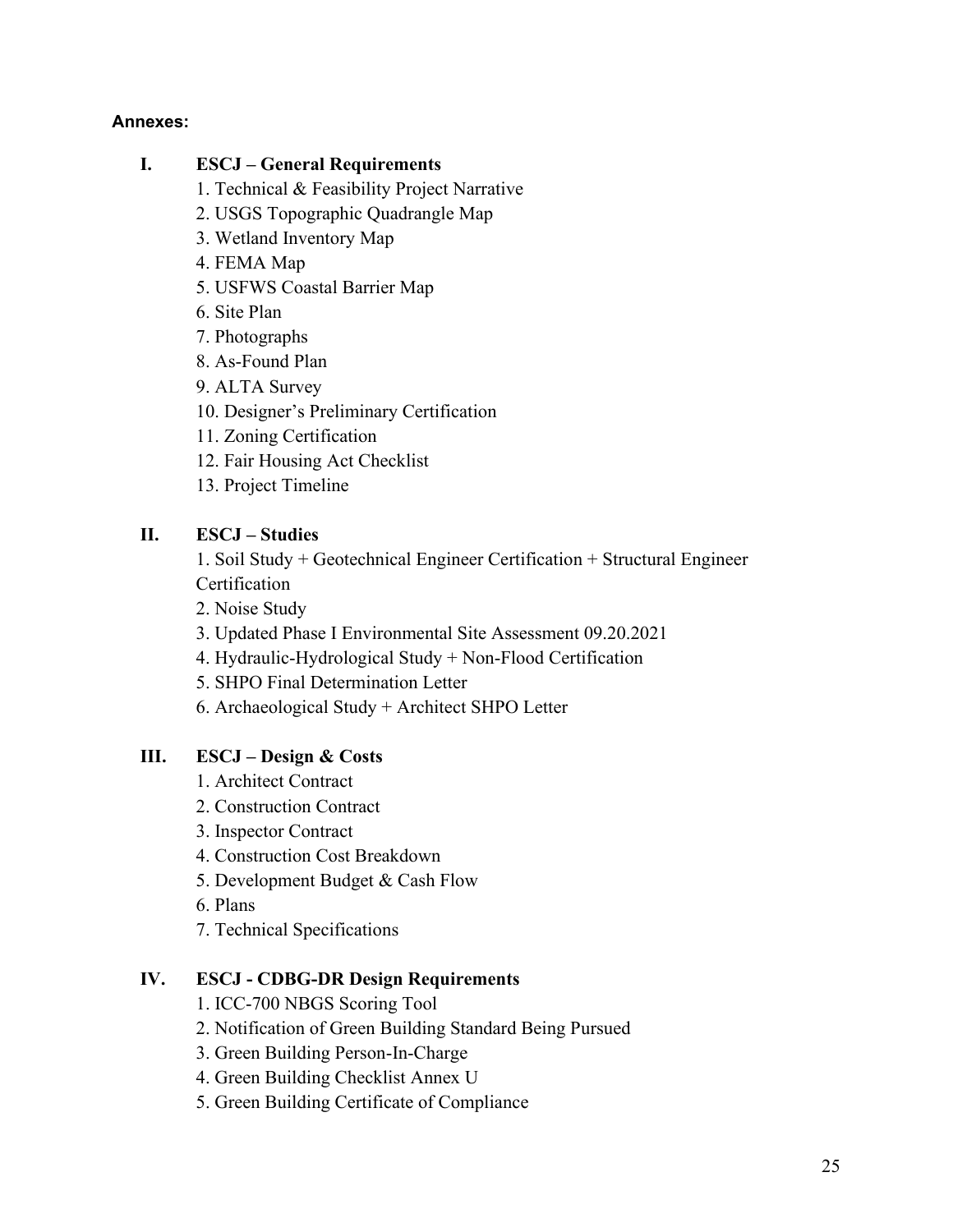**Annexes:**

## I. ESCJ – General Requirements

1. Technical & Feasibility Project Narrative
2. USGS Topographic Quadrangle Map
3. Wetland Inventory Map
4. FEMA Map
5. USFWS Coastal Barrier Map
6. Site Plan
7. Photographs
8. As-Found Plan
9. ALTA Survey
10. Designer's Preliminary Certification
11. Zoning Certification
12. Fair Housing Act Checklist
13. Project Timeline

## II. ESCJ – Studies

1. Soil Study + Geotechnical Engineer Certification + Structural Engineer Certification
2. Noise Study
3. Updated Phase I Environmental Site Assessment 09.20.2021
4. Hydraulic-Hydrological Study + Non-Flood Certification
5. SHPO Final Determination Letter
6. Archaeological Study + Architect SHPO Letter

## III. ESCJ – Design & Costs

1. Architect Contract
2. Construction Contract
3. Inspector Contract
4. Construction Cost Breakdown
5. Development Budget & Cash Flow
6. Plans
7. Technical Specifications

## IV. ESCJ - CDBG-DR Design Requirements

1. ICC-700 NBGS Scoring Tool
2. Notification of Green Building Standard Being Pursued
3. Green Building Person-In-Charge
4. Green Building Checklist Annex U
5. Green Building Certificate of Compliance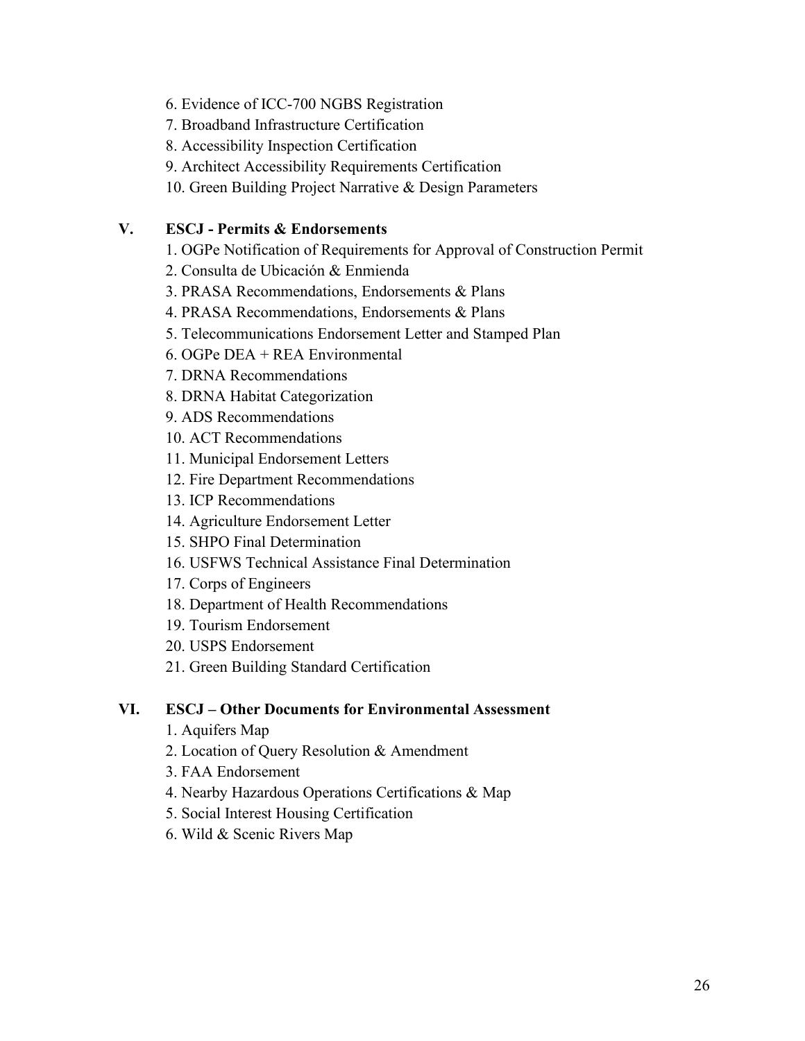6. Evidence of ICC-700 NGBS Registration
7. Broadband Infrastructure Certification
8. Accessibility Inspection Certification
9. Architect Accessibility Requirements Certification
10. Green Building Project Narrative & Design Parameters

## V. ESCJ - Permits & Endorsements

1. OGPe Notification of Requirements for Approval of Construction Permit
2. Consulta de Ubicación & Enmienda
3. PRASA Recommendations, Endorsements & Plans
4. PRASA Recommendations, Endorsements & Plans
5. Telecommunications Endorsement Letter and Stamped Plan
6. OGPe DEA + REA Environmental
7. DRNA Recommendations
8. DRNA Habitat Categorization
9. ADS Recommendations
10. ACT Recommendations
11. Municipal Endorsement Letters
12. Fire Department Recommendations
13. ICP Recommendations
14. Agriculture Endorsement Letter
15. SHPO Final Determination
16. USFWS Technical Assistance Final Determination
17. Corps of Engineers
18. Department of Health Recommendations
19. Tourism Endorsement
20. USPS Endorsement
21. Green Building Standard Certification

## VI. ESCJ – Other Documents for Environmental Assessment

1. Aquifers Map
2. Location of Query Resolution & Amendment
3. FAA Endorsement
4. Nearby Hazardous Operations Certifications & Map
5. Social Interest Housing Certification
6. Wild & Scenic Rivers Map